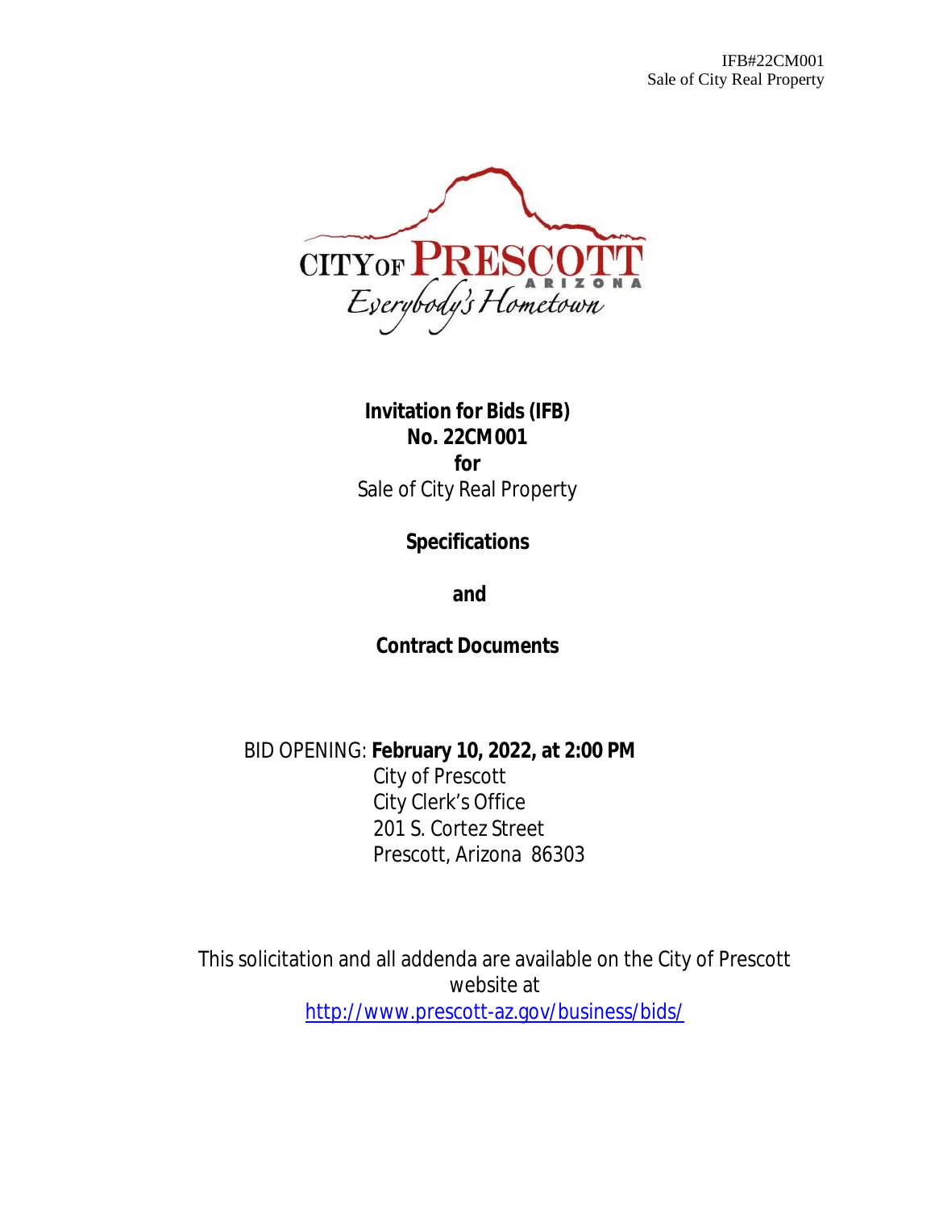**Invitation for Bids (IFB)**
**No. 22CM001**
**for**
Sale of City Real Property

**Specifications**

**and**

**Contract Documents**

BID OPENING: **February 10, 2022, at 2:00 PM**
City of Prescott
City Clerk's Office
201 S. Cortez Street
Prescott, Arizona 86303

This solicitation and all addenda are available on the City of Prescott website at
http://www.prescott-az.gov/business/bids/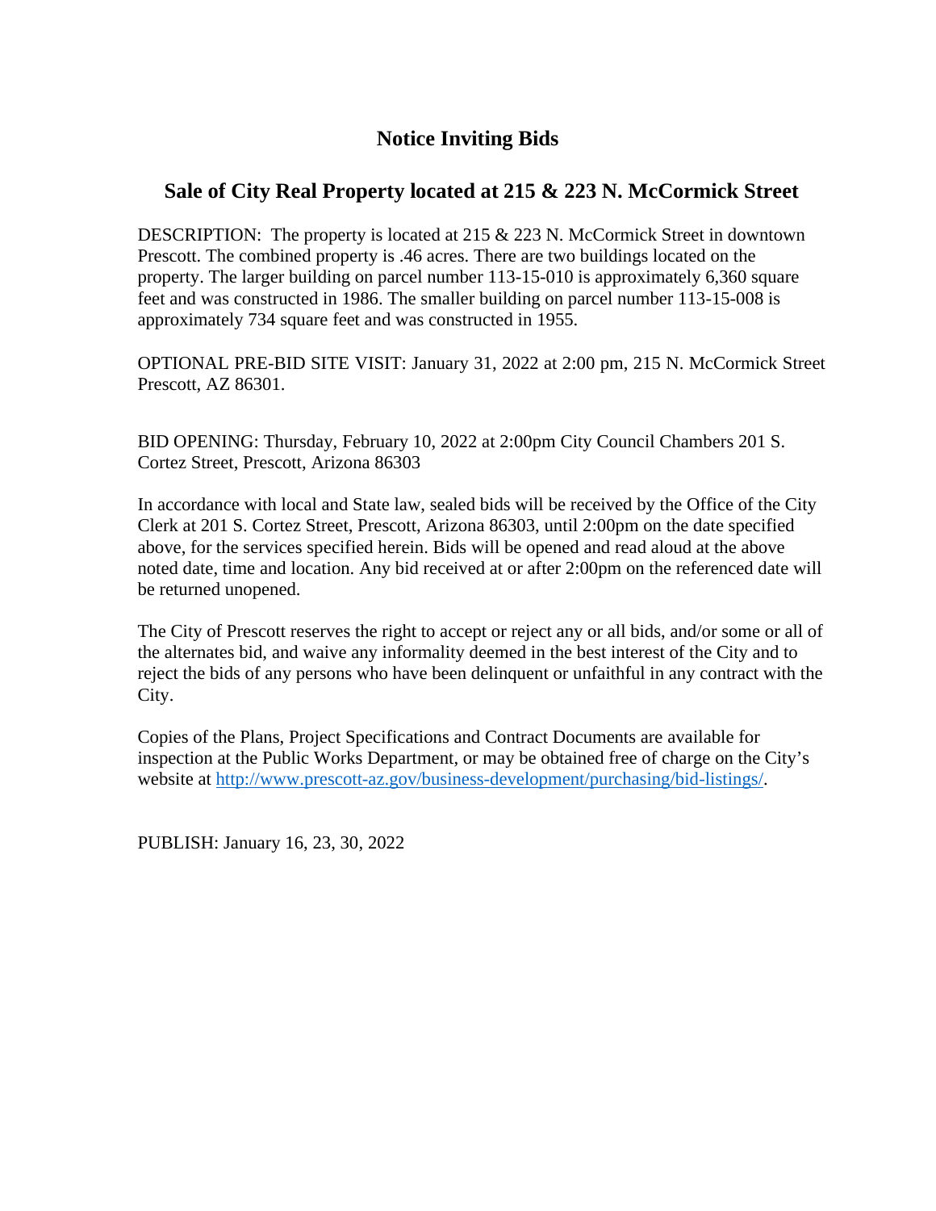# Notice Inviting Bids

## Sale of City Real Property located at 215 & 223 N. McCormick Street

DESCRIPTION: The property is located at 215 & 223 N. McCormick Street in downtown Prescott. The combined property is .46 acres. There are two buildings located on the property. The larger building on parcel number 113-15-010 is approximately 6,360 square feet and was constructed in 1986. The smaller building on parcel number 113-15-008 is approximately 734 square feet and was constructed in 1955.

OPTIONAL PRE-BID SITE VISIT: January 31, 2022 at 2:00 pm, 215 N. McCormick Street Prescott, AZ 86301.

BID OPENING: Thursday, February 10, 2022 at 2:00pm City Council Chambers 201 S. Cortez Street, Prescott, Arizona 86303

In accordance with local and State law, sealed bids will be received by the Office of the City Clerk at 201 S. Cortez Street, Prescott, Arizona 86303, until 2:00pm on the date specified above, for the services specified herein. Bids will be opened and read aloud at the above noted date, time and location. Any bid received at or after 2:00pm on the referenced date will be returned unopened.

The City of Prescott reserves the right to accept or reject any or all bids, and/or some or all of the alternates bid, and waive any informality deemed in the best interest of the City and to reject the bids of any persons who have been delinquent or unfaithful in any contract with the City.

Copies of the Plans, Project Specifications and Contract Documents are available for inspection at the Public Works Department, or may be obtained free of charge on the City's website at [http://www.prescott-az.gov/business-development/purchasing/bid-listings/](http://www.prescott-az.gov/business-development/purchasing/bid-listings/).

PUBLISH: January 16, 23, 30, 2022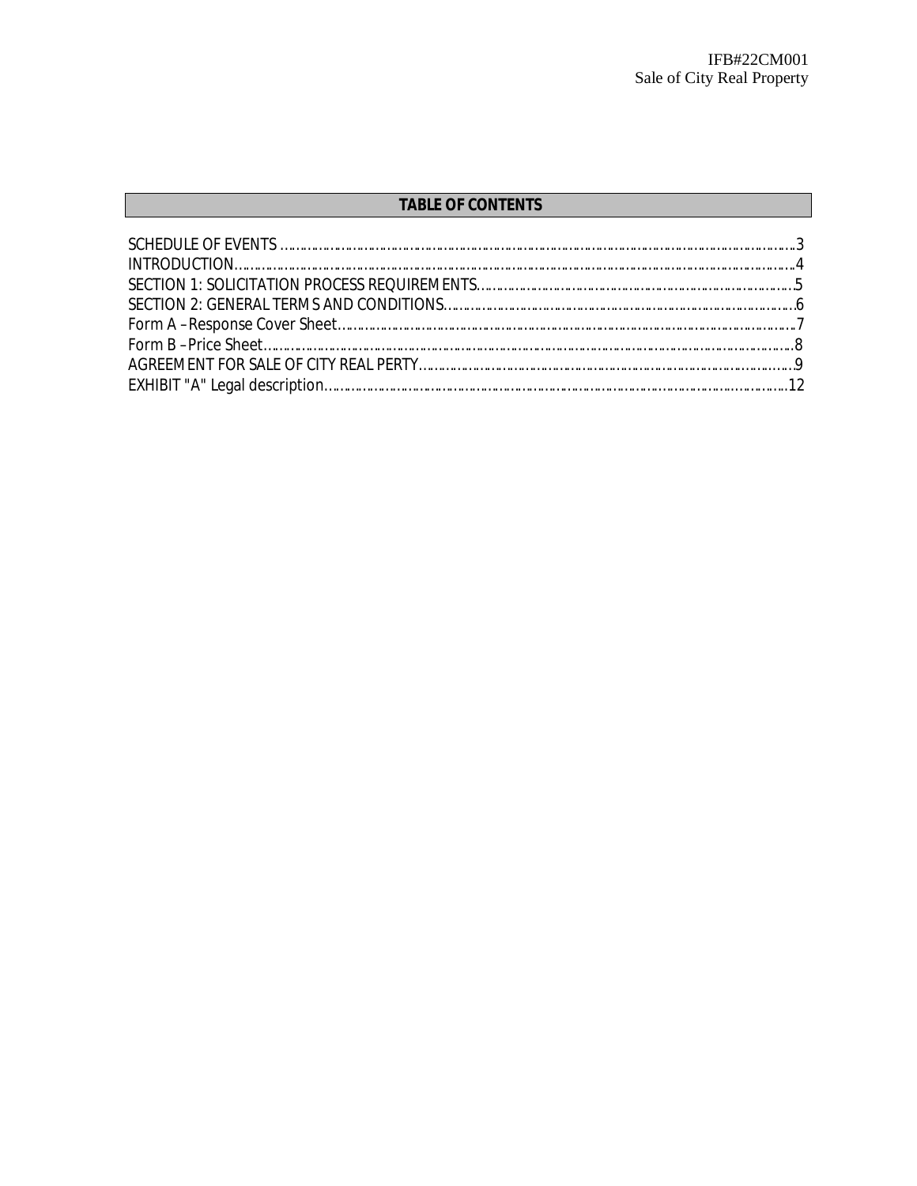## TABLE OF CONTENTS

SCHEDULE OF EVENTS …………………………………………………………………………………………………………………3
INTRODUCTION……………………………………………………………………………………………………………………………4
SECTION 1: SOLICITATION PROCESS REQUIREMENTS………………………………………………………………………5
SECTION 2: GENERAL TERMS AND CONDITIONS………………………………………………………………………………6
Form A – Response Cover Sheet……………………………………………………………………………………………………7
Form B – Price Sheet…………………………………………………………………………………………………………………8
AGREEMENT FOR SALE OF CITY REAL PERTY……………………………………………………………………………………9
EXHIBIT "A" Legal description………………………………………………………………………………………………………12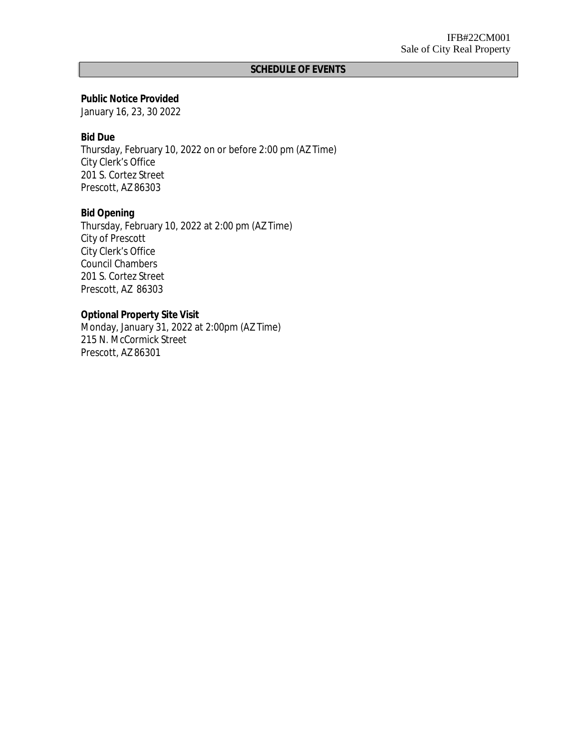## SCHEDULE OF EVENTS

**Public Notice Provided**
January 16, 23, 30 2022

**Bid Due**
Thursday, February 10, 2022 on or before 2:00 pm (AZ Time)
City Clerk's Office
201 S. Cortez Street
Prescott, AZ 86303

**Bid Opening**
Thursday, February 10, 2022 at 2:00 pm (AZ Time)
City of Prescott
City Clerk's Office
Council Chambers
201 S. Cortez Street
Prescott, AZ 86303

**Optional Property Site Visit**
Monday, January 31, 2022 at 2:00pm (AZ Time)
215 N. McCormick Street
Prescott, AZ 86301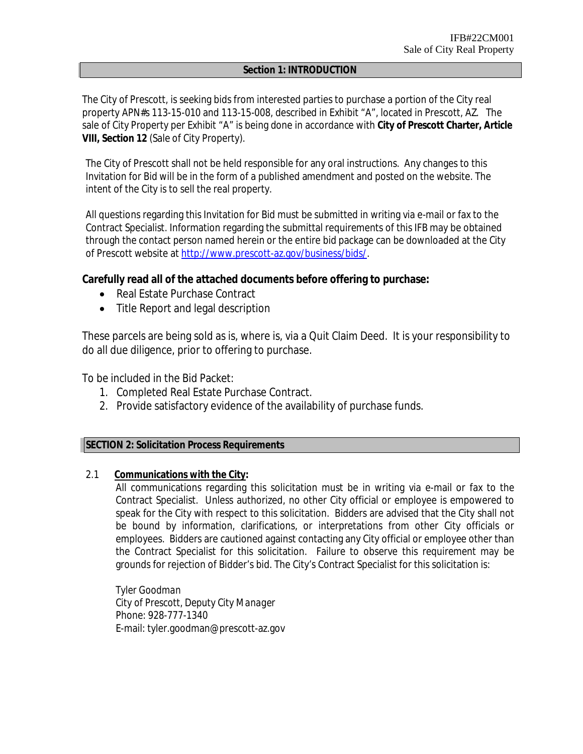## Section 1: INTRODUCTION

The City of Prescott, is seeking bids from interested parties to purchase a portion of the City real property APN#s 113-15-010 and 113-15-008, described in Exhibit "A", located in Prescott, AZ. The sale of City Property per Exhibit "A" is being done in accordance with **City of Prescott Charter, Article VIII, Section 12** (Sale of City Property).

The City of Prescott shall not be held responsible for any oral instructions. Any changes to this Invitation for Bid will be in the form of a published amendment and posted on the website. The intent of the City is to sell the real property.

All questions regarding this Invitation for Bid must be submitted in writing via e-mail or fax to the Contract Specialist. Information regarding the submittal requirements of this IFB may be obtained through the contact person named herein or the entire bid package can be downloaded at the City of Prescott website at http://www.prescott-az.gov/business/bids/.

**Carefully read all of the attached documents before offering to purchase:**

- Real Estate Purchase Contract
- Title Report and legal description

These parcels are being sold as is, where is, via a Quit Claim Deed. It is your responsibility to do all due diligence, prior to offering to purchase.

To be included in the Bid Packet:

1. Completed Real Estate Purchase Contract.
2. Provide satisfactory evidence of the availability of purchase funds.

## SECTION 2: Solicitation Process Requirements

2.1 **Communications with the City:**

All communications regarding this solicitation must be in writing via e-mail or fax to the Contract Specialist. Unless authorized, no other City official or employee is empowered to speak for the City with respect to this solicitation. Bidders are advised that the City shall not be bound by information, clarifications, or interpretations from other City officials or employees. Bidders are cautioned against contacting any City official or employee other than the Contract Specialist for this solicitation. Failure to observe this requirement may be grounds for rejection of Bidder's bid. The City's Contract Specialist for this solicitation is:

Tyler Goodman
City of Prescott, Deputy City Manager
Phone: 928-777-1340
E-mail: tyler.goodman@prescott-az.gov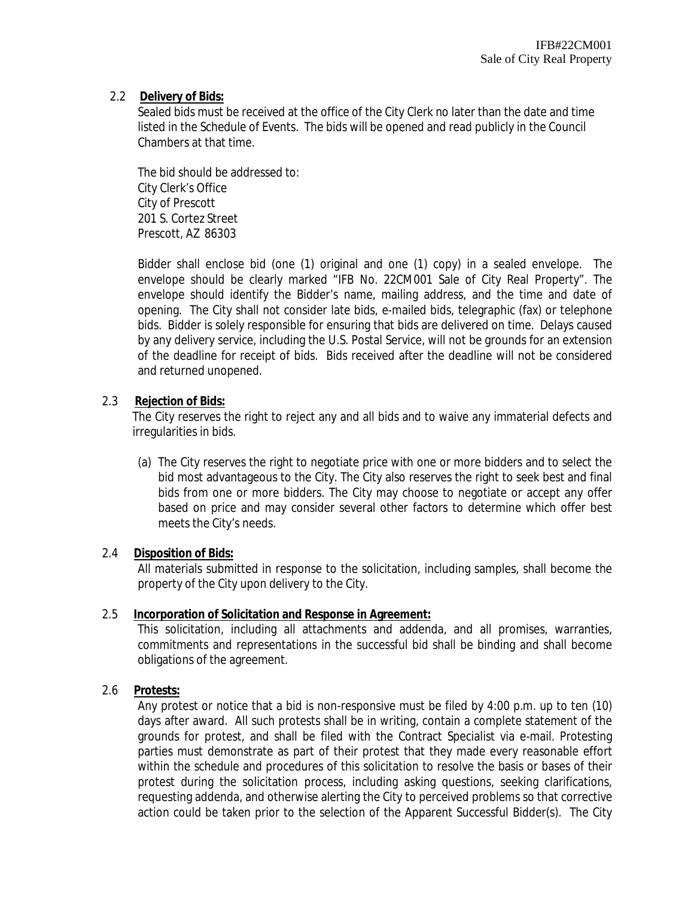**2.2 Delivery of Bids:**

Sealed bids must be received at the office of the City Clerk no later than the date and time listed in the Schedule of Events. The bids will be opened and read publicly in the Council Chambers at that time.

The bid should be addressed to:
City Clerk's Office
City of Prescott
201 S. Cortez Street
Prescott, AZ 86303

Bidder shall enclose bid (one (1) original and one (1) copy) in a sealed envelope. The envelope should be clearly marked "IFB No. 22CM001 Sale of City Real Property". The envelope should identify the Bidder's name, mailing address, and the time and date of opening. The City shall not consider late bids, e-mailed bids, telegraphic (fax) or telephone bids. Bidder is solely responsible for ensuring that bids are delivered on time. Delays caused by any delivery service, including the U.S. Postal Service, will not be grounds for an extension of the deadline for receipt of bids. Bids received after the deadline will not be considered and returned unopened.

**2.3 Rejection of Bids:**

The City reserves the right to reject any and all bids and to waive any immaterial defects and irregularities in bids.

(a) The City reserves the right to negotiate price with one or more bidders and to select the bid most advantageous to the City. The City also reserves the right to seek best and final bids from one or more bidders. The City may choose to negotiate or accept any offer based on price and may consider several other factors to determine which offer best meets the City's needs.

**2.4 Disposition of Bids:**

All materials submitted in response to the solicitation, including samples, shall become the property of the City upon delivery to the City.

**2.5 Incorporation of Solicitation and Response in Agreement:**

This solicitation, including all attachments and addenda, and all promises, warranties, commitments and representations in the successful bid shall be binding and shall become obligations of the agreement.

**2.6 Protests:**

Any protest or notice that a bid is non-responsive must be filed by 4:00 p.m. up to ten (10) days after award. All such protests shall be in writing, contain a complete statement of the grounds for protest, and shall be filed with the Contract Specialist via e-mail. Protesting parties must demonstrate as part of their protest that they made every reasonable effort within the schedule and procedures of this solicitation to resolve the basis or bases of their protest during the solicitation process, including asking questions, seeking clarifications, requesting addenda, and otherwise alerting the City to perceived problems so that corrective action could be taken prior to the selection of the Apparent Successful Bidder(s). The City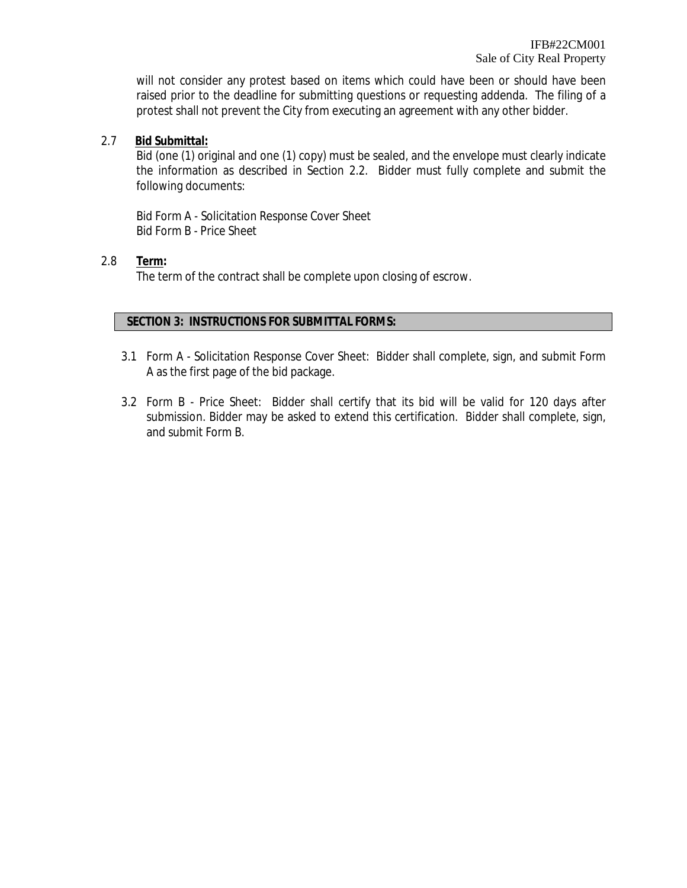will not consider any protest based on items which could have been or should have been raised prior to the deadline for submitting questions or requesting addenda. The filing of a protest shall not prevent the City from executing an agreement with any other bidder.

2.7 **Bid Submittal:**

Bid (one (1) original and one (1) copy) must be sealed, and the envelope must clearly indicate the information as described in Section 2.2. Bidder must fully complete and submit the following documents:

Bid Form A - Solicitation Response Cover Sheet
Bid Form B - Price Sheet

2.8 **Term:**

The term of the contract shall be complete upon closing of escrow.

## SECTION 3: INSTRUCTIONS FOR SUBMITTAL FORMS:

3.1 Form A - Solicitation Response Cover Sheet: Bidder shall complete, sign, and submit Form A as the first page of the bid package.

3.2 Form B - Price Sheet: Bidder shall certify that its bid will be valid for 120 days after submission. Bidder may be asked to extend this certification. Bidder shall complete, sign, and submit Form B.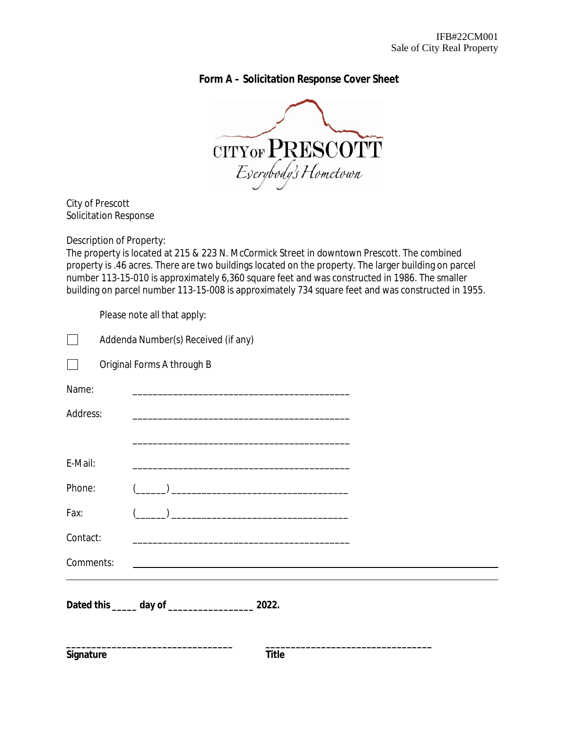IFB#22CM001
Sale of City Real Property

## Form A – Solicitation Response Cover Sheet

CITY OF PRESCOTT
*Everybody's Hometown*

City of Prescott
Solicitation Response

Description of Property:
The property is located at 215 & 223 N. McCormick Street in downtown Prescott. The combined property is .46 acres. There are two buildings located on the property. The larger building on parcel number 113-15-010 is approximately 6,360 square feet and was constructed in 1986. The smaller building on parcel number 113-15-008 is approximately 734 square feet and was constructed in 1955.

Please note all that apply:

☐ Addenda Number(s) Received (if any)

☐ Original Forms A through B

Name: ____________________________________________

Address: ____________________________________________

____________________________________________

E-Mail: ____________________________________________

Phone: (______) ___________________________________

Fax: (______) ___________________________________

Contact: ____________________________________________

Comments: ____________________________________________

____________________________________________

**Dated this _____ day of _________________ 2022.**

_________________________________ _________________________________
**Signature** **Title**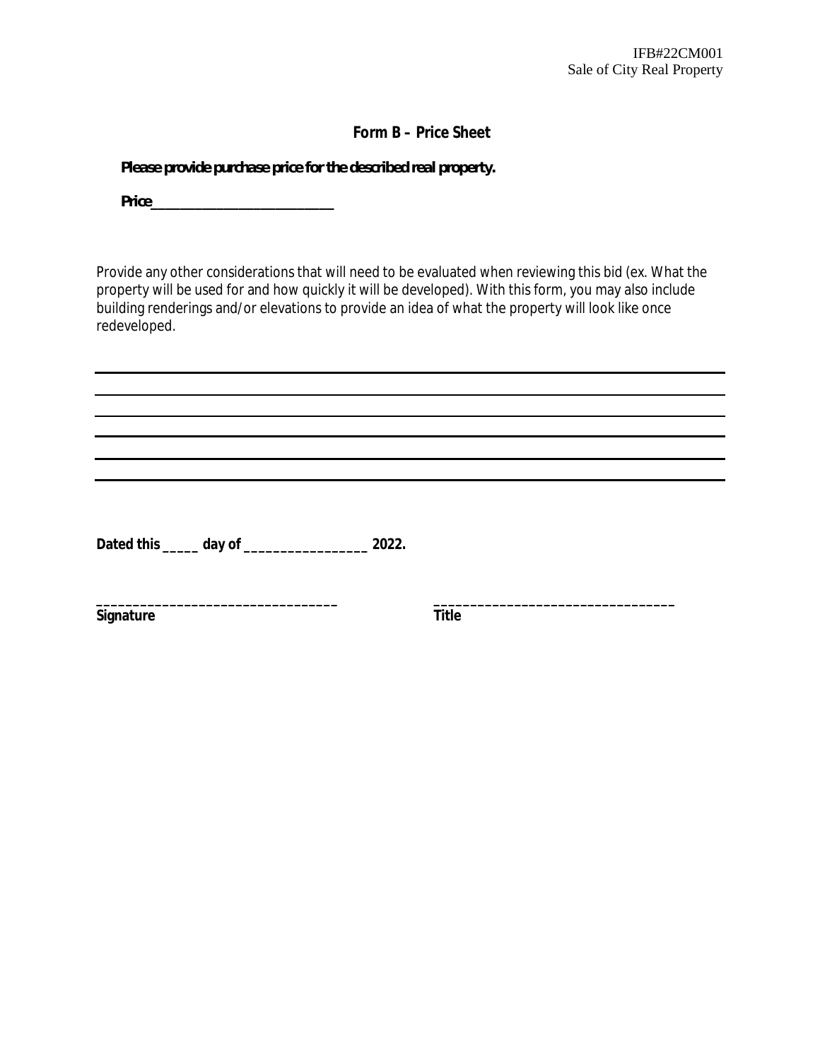# Form B – Price Sheet

**Please provide purchase price for the described real property.**

**Price**_____________________________

Provide any other considerations that will need to be evaluated when reviewing this bid (ex. What the property will be used for and how quickly it will be developed). With this form, you may also include building renderings and/or elevations to provide an idea of what the property will look like once redeveloped.

______________________________________________________________________________

______________________________________________________________________________

______________________________________________________________________________

______________________________________________________________________________

______________________________________________________________________________

______________________________________________________________________________

**Dated this _____ day of _________________ 2022.**

________________________________ ________________________________

**Signature** **Title**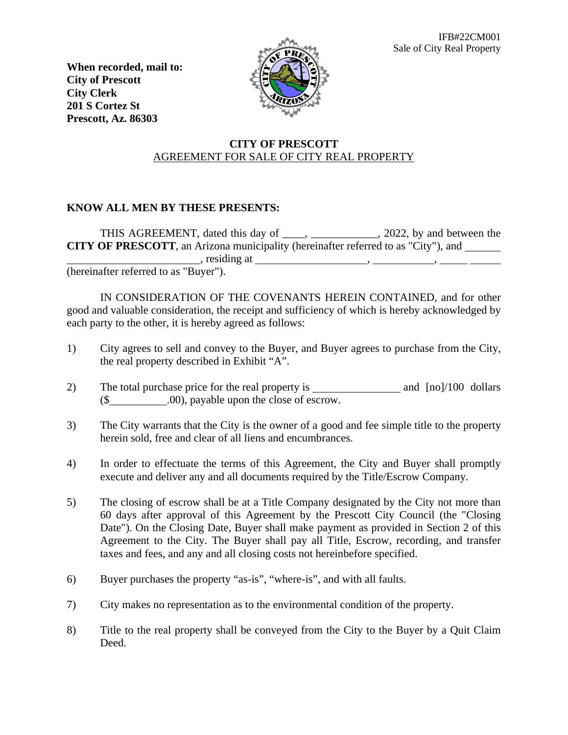IFB#22CM001
Sale of City Real Property

**When recorded, mail to:**
**City of Prescott**
**City Clerk**
**201 S Cortez St**
**Prescott, Az. 86303**

## CITY OF PRESCOTT
AGREEMENT FOR SALE OF CITY REAL PROPERTY

**KNOW ALL MEN BY THESE PRESENTS:**

THIS AGREEMENT, dated this day of ____, ____________, 2022, by and between the **CITY OF PRESCOTT**, an Arizona municipality (hereinafter referred to as "City"), and ______________________________, residing at ____________________, ___________, _____ ______ (hereinafter referred to as "Buyer").

IN CONSIDERATION OF THE COVENANTS HEREIN CONTAINED, and for other good and valuable consideration, the receipt and sufficiency of which is hereby acknowledged by each party to the other, it is hereby agreed as follows:

1) City agrees to sell and convey to the Buyer, and Buyer agrees to purchase from the City, the real property described in Exhibit "A".

2) The total purchase price for the real property is ________________ and [no]/100 dollars ($__________.00), payable upon the close of escrow.

3) The City warrants that the City is the owner of a good and fee simple title to the property herein sold, free and clear of all liens and encumbrances.

4) In order to effectuate the terms of this Agreement, the City and Buyer shall promptly execute and deliver any and all documents required by the Title/Escrow Company.

5) The closing of escrow shall be at a Title Company designated by the City not more than 60 days after approval of this Agreement by the Prescott City Council (the "Closing Date"). On the Closing Date, Buyer shall make payment as provided in Section 2 of this Agreement to the City. The Buyer shall pay all Title, Escrow, recording, and transfer taxes and fees, and any and all closing costs not hereinbefore specified.

6) Buyer purchases the property "as-is", "where-is", and with all faults.

7) City makes no representation as to the environmental condition of the property.

8) Title to the real property shall be conveyed from the City to the Buyer by a Quit Claim Deed.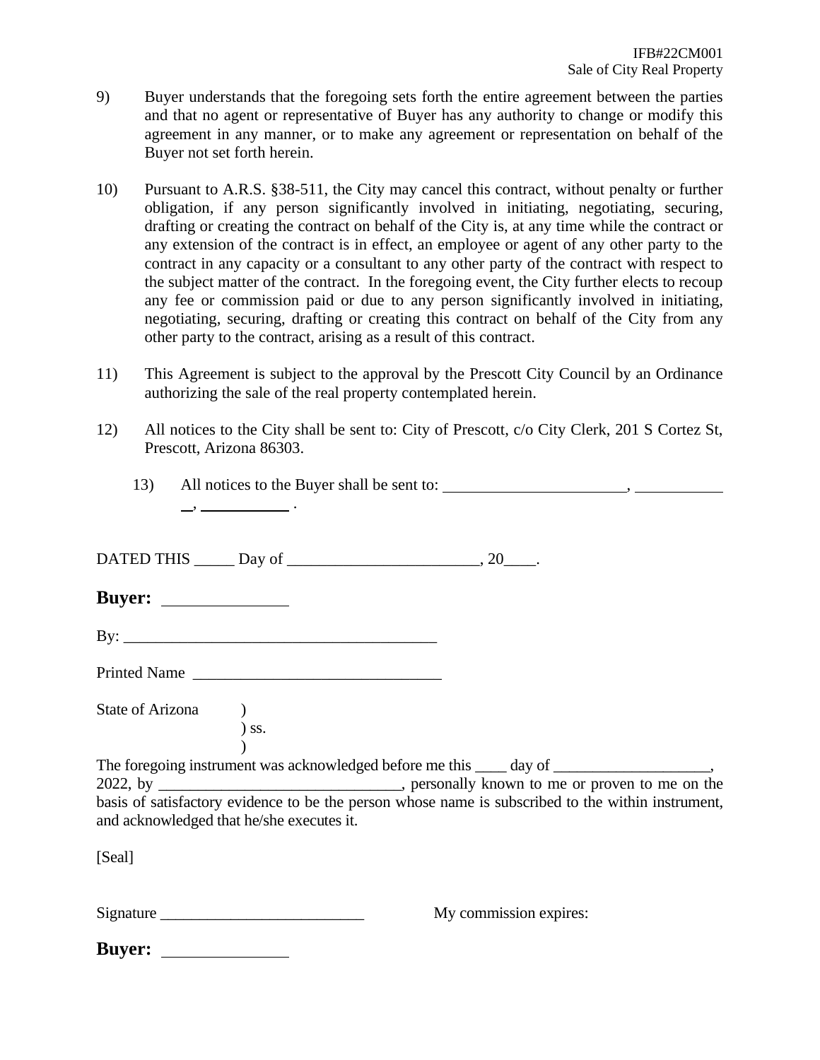9) Buyer understands that the foregoing sets forth the entire agreement between the parties and that no agent or representative of Buyer has any authority to change or modify this agreement in any manner, or to make any agreement or representation on behalf of the Buyer not set forth herein.

10) Pursuant to A.R.S. §38-511, the City may cancel this contract, without penalty or further obligation, if any person significantly involved in initiating, negotiating, securing, drafting or creating the contract on behalf of the City is, at any time while the contract or any extension of the contract is in effect, an employee or agent of any other party to the contract in any capacity or a consultant to any other party of the contract with respect to the subject matter of the contract. In the foregoing event, the City further elects to recoup any fee or commission paid or due to any person significantly involved in initiating, negotiating, securing, drafting or creating this contract on behalf of the City from any other party to the contract, arising as a result of this contract.

11) This Agreement is subject to the approval by the Prescott City Council by an Ordinance authorizing the sale of the real property contemplated herein.

12) All notices to the City shall be sent to: City of Prescott, c/o City Clerk, 201 S Cortez St, Prescott, Arizona 86303.

13) All notices to the Buyer shall be sent to: ______________________, ____________, ___________ .

DATED THIS _____ Day of ________________________, 20____.

**Buyer:** _______________

By: ________________________________________

Printed Name ________________________________

State of Arizona )
) ss.
)

The foregoing instrument was acknowledged before me this ____ day of ___________________, 2022, by ______________________________, personally known to me or proven to me on the basis of satisfactory evidence to be the person whose name is subscribed to the within instrument, and acknowledged that he/she executes it.

[Seal]

Signature __________________________ My commission expires:

**Buyer:** _______________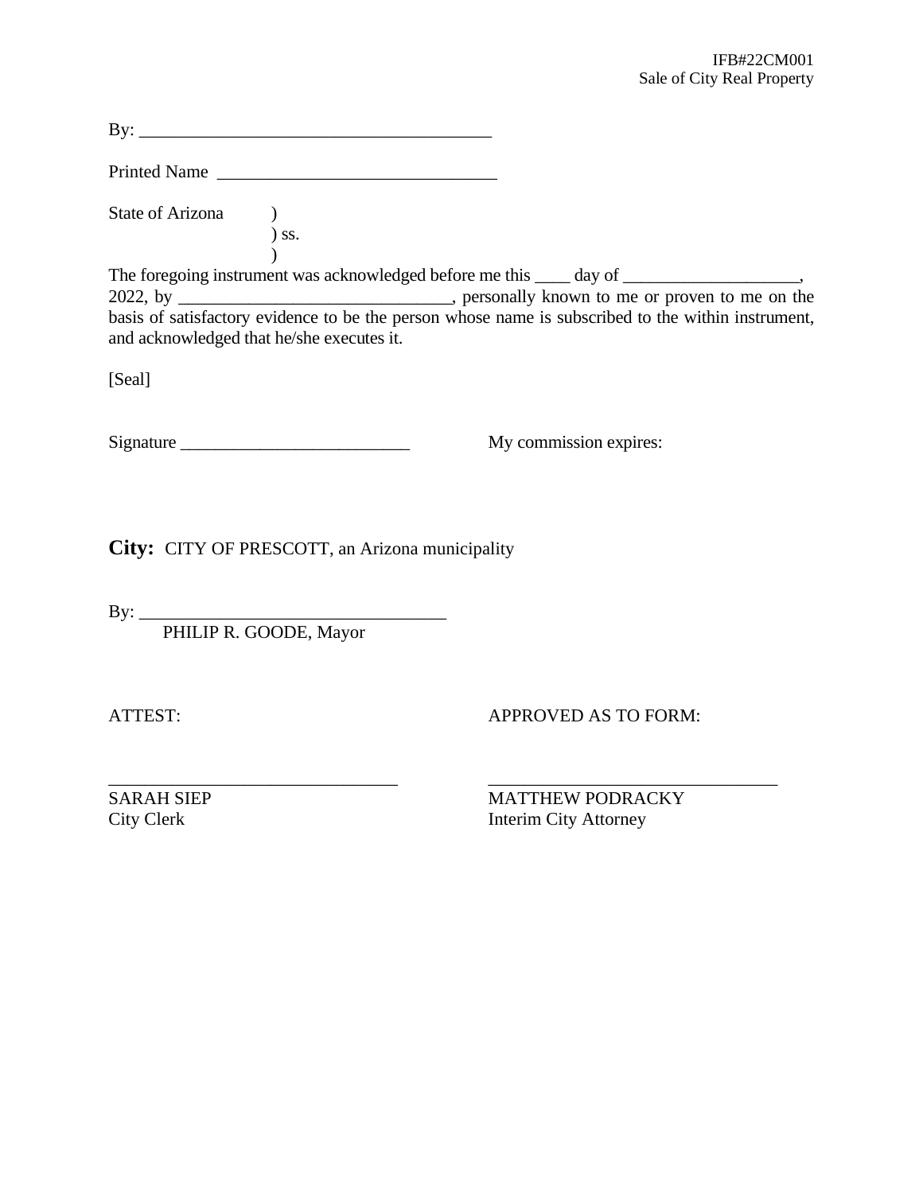By: ________________________________________

Printed Name ________________________________

State of Arizona )
) ss.
)

The foregoing instrument was acknowledged before me this ____ day of ____________________, 2022, by _______________________________, personally known to me or proven to me on the basis of satisfactory evidence to be the person whose name is subscribed to the within instrument, and acknowledged that he/she executes it.

[Seal]

Signature __________________________ My commission expires:

**City:** CITY OF PRESCOTT, an Arizona municipality

By: ___________________________________
PHILIP R. GOODE, Mayor

ATTEST:

_________________________________
SARAH SIEP
City Clerk

APPROVED AS TO FORM:

_________________________________
MATTHEW PODRACKY
Interim City Attorney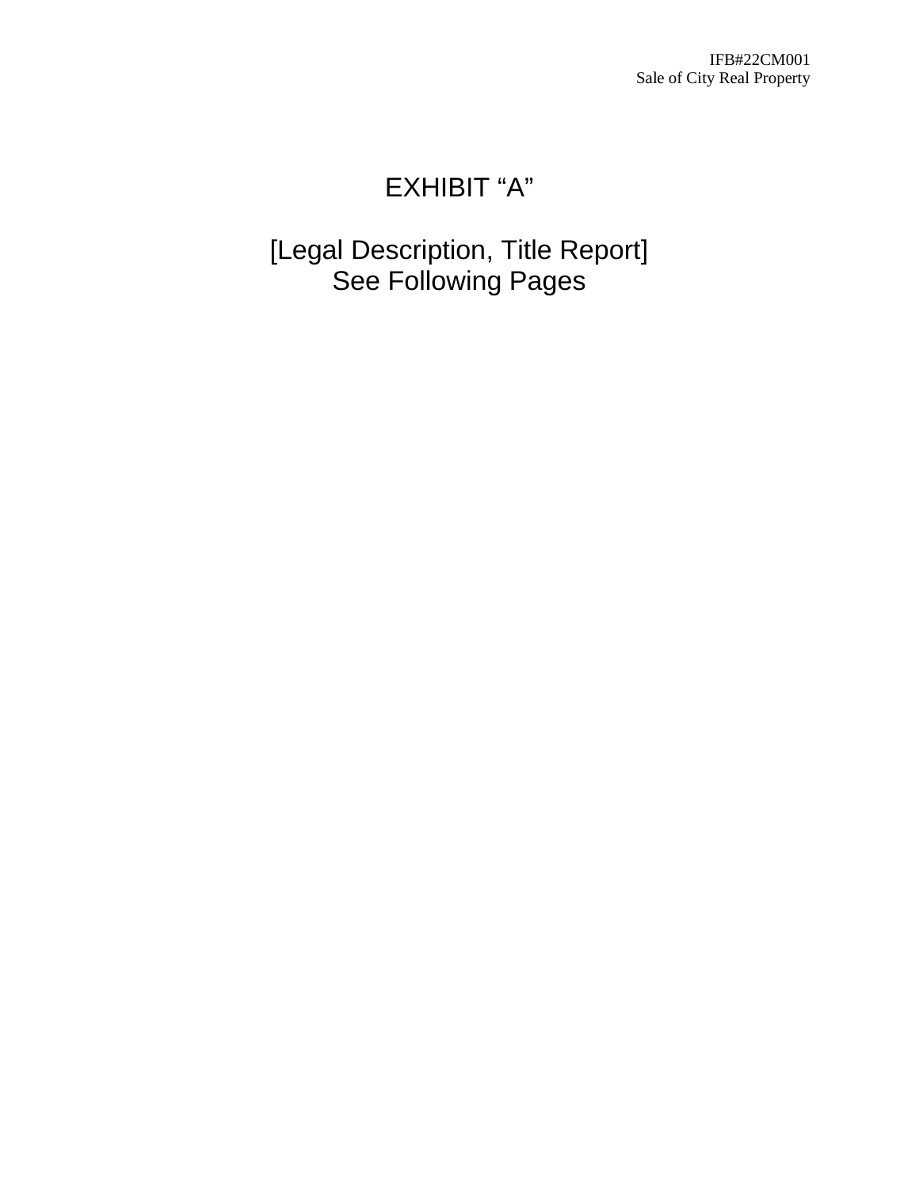# EXHIBIT "A"

[Legal Description, Title Report]
See Following Pages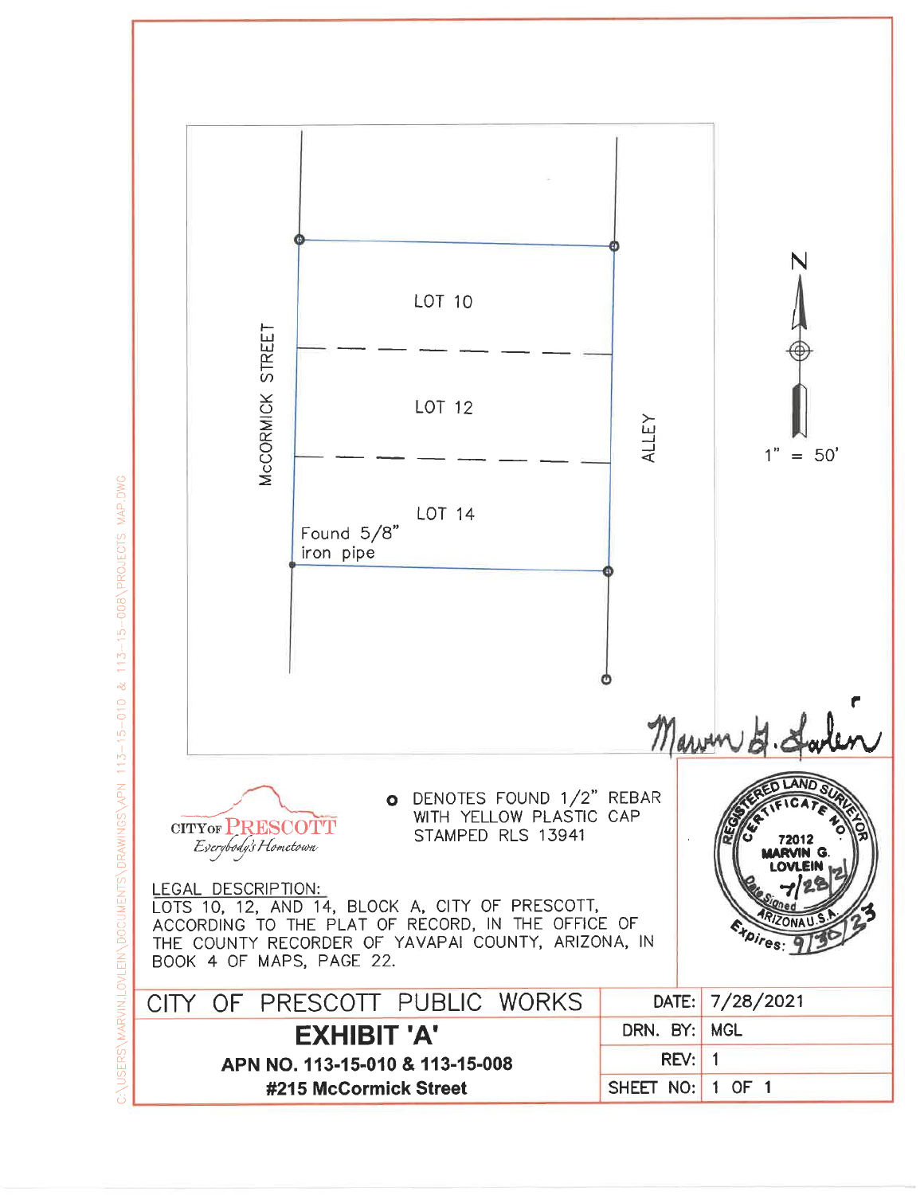McCORMICK STREET

LOT 10

LOT 12

LOT 14

Found 5/8" iron pipe

ALLEY

N

1" = 50'

Marvin G. Lovlein

CITY OF PRESCOTT
*Everybody's Hometown*

o DENOTES FOUND 1/2" REBAR WITH YELLOW PLASTIC CAP STAMPED RLS 13941

REGISTERED LAND SURVEYOR
CERTIFICATE NO. 72012
MARVIN G. LOVLEIN
Date Signed 7/28/21
ARIZONA U.S.A.
Expires: 9/30/23

LEGAL DESCRIPTION:
LOTS 10, 12, AND 14, BLOCK A, CITY OF PRESCOTT, ACCORDING TO THE PLAT OF RECORD, IN THE OFFICE OF THE COUNTY RECORDER OF YAVAPAI COUNTY, ARIZONA, IN BOOK 4 OF MAPS, PAGE 22.

| CITY OF PRESCOTT PUBLIC WORKS | DATE: | 7/28/2021 |
|---|---|---|
| **EXHIBIT 'A'** | DRN. BY: | MGL |
| **APN NO. 113-15-010 & 113-15-008** | REV: | 1 |
| **#215 McCormick Street** | SHEET NO: | 1 OF **1** |

C:\USERS\MARVIN.LOVLEIN\DOCUMENTS\DRAWINGS\APN 113-15-010 & 113-15-008\PROJECTS MAP.DWG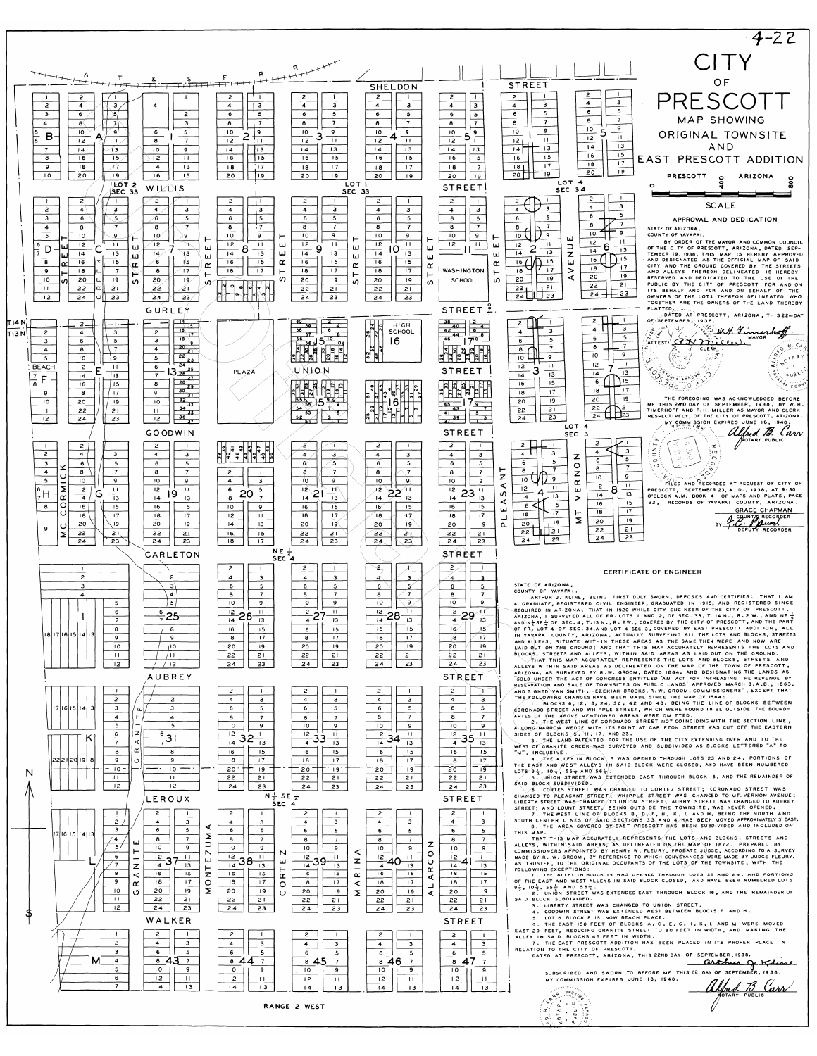4-22

# CITY OF PRESCOTT

## MAP SHOWING ORIGINAL TOWNSITE AND EAST PRESCOTT ADDITION

PRESCOTT ARIZONA

SCALE

### APPROVAL AND DEDICATION

STATE OF ARIZONA,
COUNTY OF YAVAPAI.

BY ORDER OF THE MAYOR AND COMMON COUNCIL OF THE CITY OF PRESCOTT, ARIZONA, DATED SEPTEMBER 19, 1938, THIS MAP IS HEREBY APPROVED AND DESIGNATED AS THE OFFICIAL MAP OF SAID CITY AND THE GROUND COVERED BY THE STREETS AND ALLEYS THEREON DELINEATED IS HEREBY RESERVED AND DEDICATED TO THE USE OF THE PUBLIC BY THE CITY OF PRESCOTT FOR AND ON ITS BEHALF AND FOR AND ON BEHALF OF THE OWNERS OF THE LOTS THEREON DELINEATED WHO TOGETHER ARE THE PRESENT OWNERS OF THE LAND THEREBY PLATTED.

DATED AT PRESCOTT, ARIZONA, THIS 22ND DAY OF SEPTEMBER, 1938.

W. H. Timerhoff — MAYOR

ATTEST: P. H. Miller — CLERK

THE FOREGOING WAS ACKNOWLEDGED BEFORE ME THIS 22ND DAY OF SEPTEMBER, 1938, BY W.H. TIMERHOFF AND P.H. MILLER AS MAYOR AND CLERK RESPECTIVELY, OF THE CITY OF PRESCOTT, ARIZONA. MY COMMISSION EXPIRES JUNE 18, 1940.

Alfred B. Carr — NOTARY PUBLIC

FILED AND RECORDED AT REQUEST OF CITY OF PRESCOTT, SEPTEMBER 23, A.D., 1938, AT 9:30 O'CLOCK A.M. BOOK 6 OF MAPS AND PLATS, PAGE 22, RECORDS OF YAVAPAI COUNTY, ARIZONA.

GRACE CHAPMAN — COUNTY RECORDER

BY F. C. Power — DEPUTY RECORDER

### CERTIFICATE OF ENGINEER

STATE OF ARIZONA,
COUNTY OF YAVAPAI.

ARTHUR J. KLINE, BEING FIRST DULY SWORN, DEPOSES AND CERTIFIES: THAT I AM A GRADUATE, REGISTERED CIVIL ENGINEER, GRADUATED IN 1915, AND REGISTERED SINCE REQUIRED IN ARIZONA; THAT IN 1920 WHILE CITY ENGINEER OF THE CITY OF PRESCOTT, ARIZONA, I SURVEYED ALL OF FR. LOTS 1 AND 2, OF SEC. 33, T. 14 N., R. 2 W., AND NE 1/4 AND N 1/2 SE 1/4 OF SEC. 4, T. 13 N., R. 2 W., COVERED BY THE CITY OF PRESCOTT, AND THE PART OF FR. LOT 4 OF SEC. 34, AND LOT 4 SEC 3, COVERED BY EAST PRESCOTT ADDITION, ALL IN YAVAPAI COUNTY, ARIZONA, ACTUALLY SURVEYING ALL THE LOTS AND BLOCKS, STREETS AND ALLEYS, SITUATE WITHIN THESE AREAS AS THE SAME THEN WERE AND NOW ARE LAID OUT ON THE GROUND; AND THAT THIS MAP ACCURATELY REPRESENTS THE LOTS AND BLOCKS, STREETS AND ALLEYS, WITHIN SAID AREAS AS LAID OUT ON THE GROUND.

THAT THIS MAP ACCURATELY REPRESENTS THE LOTS AND BLOCKS, STREETS AND ALLEYS WITHIN SAID AREAS AS DELINEATED ON THE MAP OF THE TOWN OF PRESCOTT, ARIZONA, AS SURVEYED BY R.W. GROOM, DATED 1864, AND DESIGNATING THE LANDS AS "SOLD UNDER THE ACT OF CONGRESS ENTITLED 'AN ACT FOR INCREASING THE REVENUE BY RESERVATION AND SALE OF TOWNSITES ON PUBLIC LANDS' APPROVED MARCH 3, A.D., 1863, AND SIGNED VAN SMITH, HEZEKIAH BROOKS, R.W. GROOM, COMMISSIONERS", EXCEPT THAT THE FOLLOWING CHANGES HAVE BEEN MADE SINCE THE MAP OF 1864:

1. BLOCKS 6, 12, 18, 24, 36, 42 AND 48, BEING THE LINE OF BLOCKS BETWEEN CORONADO STREET AND WHIPPLE STREET, WHICH WERE FOUND TO BE OUTSIDE THE BOUNDARIES OF THE ABOVE MENTIONED AREAS WERE OMITTED.
2. THE WEST LINE OF CORONADO STREET NOT COINCIDING WITH THE SECTION LINE, A LONG NARROW WEDGE WITH ITS POINT AT CARLETON STREET WAS CUT OFF THE EASTERN SIDES OF BLOCKS 5, 11, 17, AND 23.
3. THE LAND PATENTED FOR THE USE OF THE CITY EXTENDING OVER AND TO THE WEST OF GRANITE CREEK WAS SURVEYED AND SUBDIVIDED AS BLOCKS LETTERED "A" TO "M", INCLUSIVE.
4. THE ALLEY IN BLOCK 15 WAS OPENED THROUGH LOTS 23 AND 24, PORTIONS OF THE EAST AND WEST ALLEYS IN SAID BLOCK WERE CLOSED, AND HAVE BEEN NUMBERED LOTS 9 1/2, 10 1/2, 55 1/2 AND 56 1/2.
5. UNION STREET WAS EXTENDED EAST THROUGH BLOCK 6, AND THE REMAINDER OF SAID BLOCK SUBDIVIDED.
6. CORTES STREET WAS CHANGED TO CORTEZ STREET; CORONADO STREET WAS CHANGED TO PLEASANT STREET; WHIPPLE STREET WAS CHANGED TO MT VERNON AVENUE; LIBERTY STREET WAS CHANGED TO UNION STREET; AUBRY STREET WAS CHANGED TO AUBREY STREET; AND LOUNT STREET, BEING OUTSIDE THE TOWNSITE, WAS NEVER OPENED.
7. THE WEST LINE OF BLOCKS B, D, F, H, K, L AND M, BEING THE NORTH AND SOUTH CENTER LINES OF SAID SECTIONS 33 AND 4 HAS BEEN MOVED APPROXIMATELY 3' EAST.
8. THE AREA COVERED BY EAST PRESCOTT HAS BEEN SUBDIVIDED AND INCLUDED ON THIS MAP.

THAT THIS MAP ACCURATELY REPRESENTS THE LOTS AND BLOCKS, STREETS AND ALLEYS, WITHIN SAID AREAS, AS DELINEATED ON THE MAP OF 1872, PREPARED BY COMMISSIONERS APPOINTED BY HENRY W. FLEURY, PROBATE JUDGE, ACCORDING TO A SURVEY MADE BY R. W. GROOM, BY REFERENCE TO WHICH CONVEYANCES WERE MADE BY JUDGE FLEURY, AS TRUSTEE, TO THE ORIGINAL OCCUPANTS OF THE LOTS OF THE TOWNSITE, WITH THE FOLLOWING EXCEPTIONS:

1. THE ALLEY IN BLOCK 15 WAS OPENED THROUGH LOTS 23 AND 24, AND PORTIONS OF THE EAST AND WEST ALLEYS IN SAID BLOCK CLOSED, AND HAVE BEEN NUMBERED LOTS 9 1/2, 10 1/2, 55 1/2 AND 56 1/2.
2. UNION STREET WAS EXTENDED EAST THROUGH BLOCK 16, AND THE REMAINDER OF SAID BLOCK SUBDIVIDED.
3. LIBERTY STREET WAS CHANGED TO UNION STREET.
4. GOODWIN STREET WAS EXTENDED WEST BETWEEN BLOCKS F AND H.
5. LOT 6 BLOCK F IS NOW BEACH PLACE.
6. THE EAST 150 FEET OF BLOCKS A, C, E, G, I, K, L AND M WERE MOVED EAST 20 FEET, REDUCING GRANITE STREET TO 80 FEET IN WIDTH, AND MAKING THE ALLEY IN SAID BLOCKS 45 FEET IN WIDTH.
7. THE EAST PRESCOTT ADDITION HAS BEEN PLACED IN ITS PROPER PLACE IN RELATION TO THE CITY OF PRESCOTT.

DATED AT PRESCOTT, ARIZONA, THIS 22ND DAY OF SEPTEMBER, 1938.

Arthur J. Kline

SUBSCRIBED AND SWORN TO BEFORE ME THIS 22 DAY OF SEPTEMBER, 1938. MY COMMISSION EXPIRES JUNE 18, 1940.

Alfred B. Carr — NOTARY PUBLIC

RANGE 2 WEST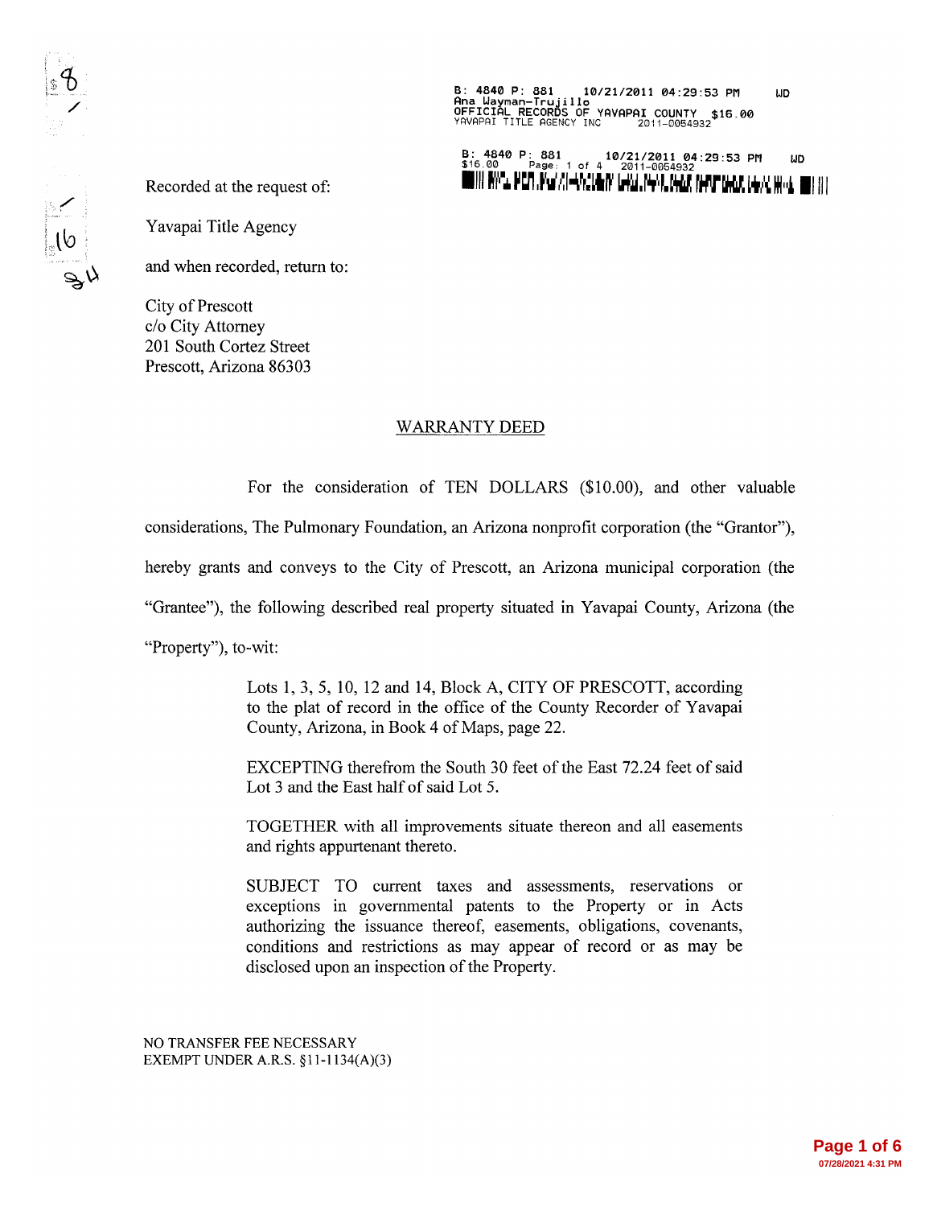B: 4840 P: 881 10/21/2011 04:29:53 PM WD
Ana Wayman-Trujillo
OFFICIAL RECORDS OF YAVAPAI COUNTY $16.00
YAVAPAI TITLE AGENCY INC 2011-0054932

B: 4840 P: 881 10/21/2011 04:29:53 PM WD
$16.00 Page: 1 of 4 2011-0054932

Recorded at the request of:

Yavapai Title Agency

and when recorded, return to:

City of Prescott
c/o City Attorney
201 South Cortez Street
Prescott, Arizona 86303

## WARRANTY DEED

For the consideration of TEN DOLLARS ($10.00), and other valuable considerations, The Pulmonary Foundation, an Arizona nonprofit corporation (the "Grantor"), hereby grants and conveys to the City of Prescott, an Arizona municipal corporation (the "Grantee"), the following described real property situated in Yavapai County, Arizona (the "Property"), to-wit:

> Lots 1, 3, 5, 10, 12 and 14, Block A, CITY OF PRESCOTT, according to the plat of record in the office of the County Recorder of Yavapai County, Arizona, in Book 4 of Maps, page 22.
>
> EXCEPTING therefrom the South 30 feet of the East 72.24 feet of said Lot 3 and the East half of said Lot 5.
>
> TOGETHER with all improvements situate thereon and all easements and rights appurtenant thereto.
>
> SUBJECT TO current taxes and assessments, reservations or exceptions in governmental patents to the Property or in Acts authorizing the issuance thereof, easements, obligations, covenants, conditions and restrictions as may appear of record or as may be disclosed upon an inspection of the Property.

NO TRANSFER FEE NECESSARY
EXEMPT UNDER A.R.S. §11-1134(A)(3)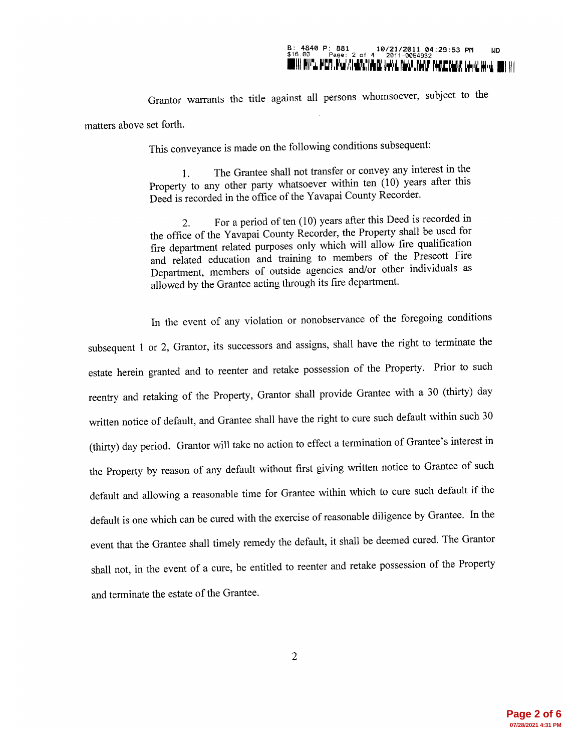Grantor warrants the title against all persons whomsoever, subject to the matters above set forth.

This conveyance is made on the following conditions subsequent:

1. The Grantee shall not transfer or convey any interest in the Property to any other party whatsoever within ten (10) years after this Deed is recorded in the office of the Yavapai County Recorder.

2. For a period of ten (10) years after this Deed is recorded in the office of the Yavapai County Recorder, the Property shall be used for fire department related purposes only which will allow fire qualification and related education and training to members of the Prescott Fire Department, members of outside agencies and/or other individuals as allowed by the Grantee acting through its fire department.

In the event of any violation or nonobservance of the foregoing conditions subsequent 1 or 2, Grantor, its successors and assigns, shall have the right to terminate the estate herein granted and to reenter and retake possession of the Property. Prior to such reentry and retaking of the Property, Grantor shall provide Grantee with a 30 (thirty) day written notice of default, and Grantee shall have the right to cure such default within such 30 (thirty) day period. Grantor will take no action to effect a termination of Grantee's interest in the Property by reason of any default without first giving written notice to Grantee of such default and allowing a reasonable time for Grantee within which to cure such default if the default is one which can be cured with the exercise of reasonable diligence by Grantee. In the event that the Grantee shall timely remedy the default, it shall be deemed cured. The Grantor shall not, in the event of a cure, be entitled to reenter and retake possession of the Property and terminate the estate of the Grantee.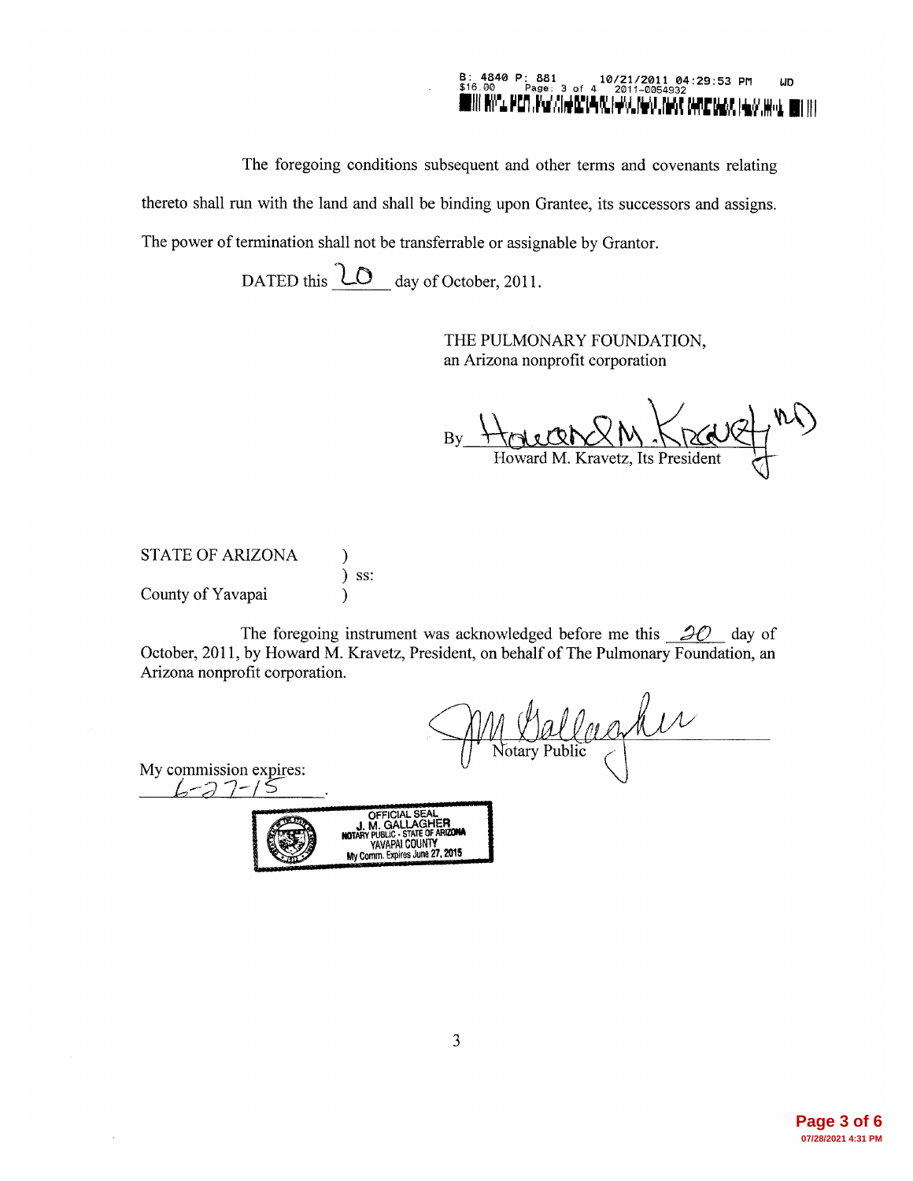B: 4840 P: 881 10/21/2011 04:29:53 PM WD
$16.00 Page: 3 of 4 2011-0054932

The foregoing conditions subsequent and other terms and covenants relating thereto shall run with the land and shall be binding upon Grantee, its successors and assigns. The power of termination shall not be transferrable or assignable by Grantor.

DATED this 20 day of October, 2011.

THE PULMONARY FOUNDATION,
an Arizona nonprofit corporation

By Howard M. Kravetz, MD
Howard M. Kravetz, Its President

STATE OF ARIZONA )
) ss:
County of Yavapai )

The foregoing instrument was acknowledged before me this 20 day of October, 2011, by Howard M. Kravetz, President, on behalf of The Pulmonary Foundation, an Arizona nonprofit corporation.

J M Gallagher
Notary Public

My commission expires:
6-27-15

OFFICIAL SEAL
J. M. GALLAGHER
NOTARY PUBLIC - STATE OF ARIZONA
YAVAPAI COUNTY
My Comm. Expires June 27, 2015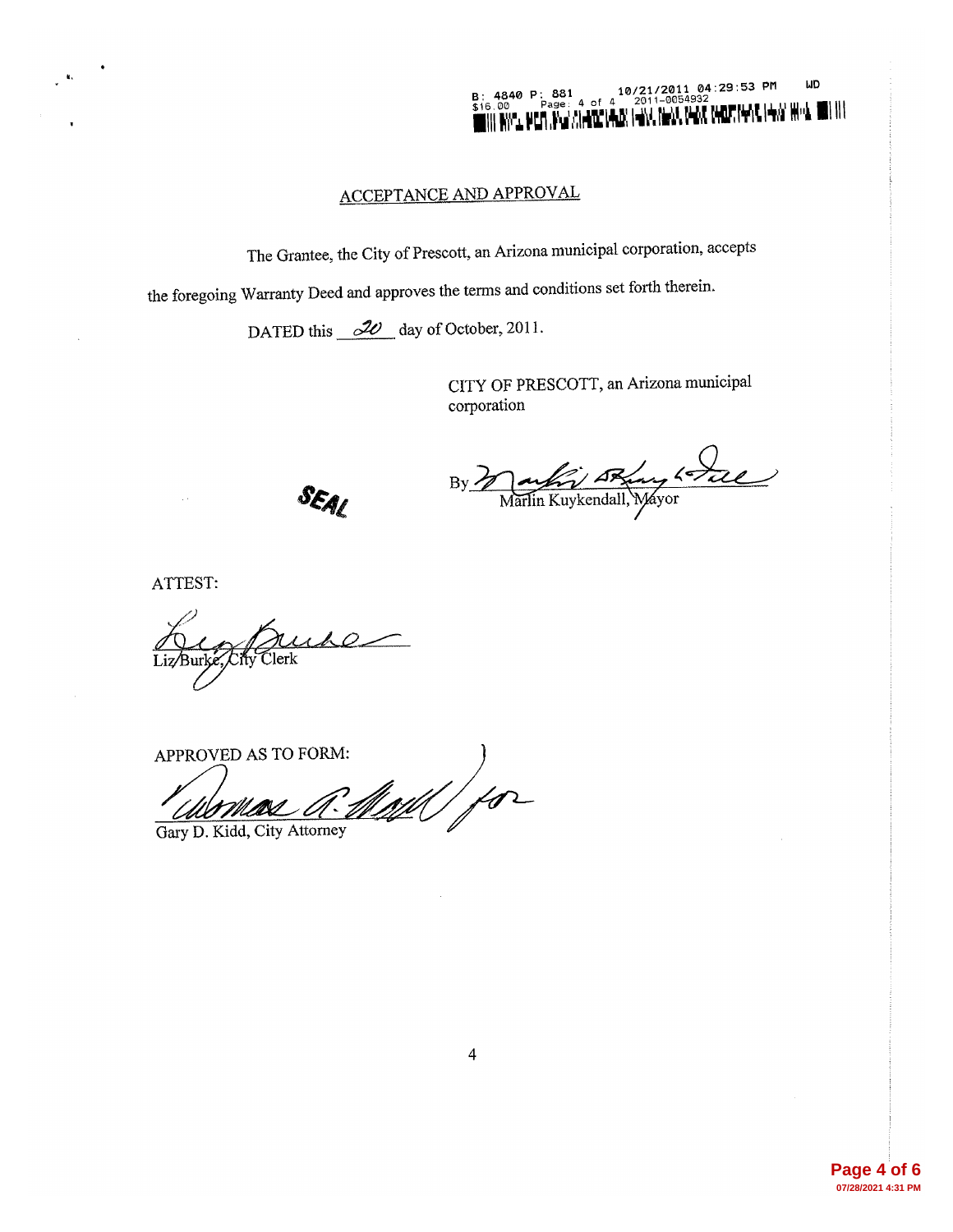B: 4840 P: 881 10/21/2011 04:29:53 PM WD
$16.00 Page: 4 of 4 2011-0054932

## ACCEPTANCE AND APPROVAL

The Grantee, the City of Prescott, an Arizona municipal corporation, accepts the foregoing Warranty Deed and approves the terms and conditions set forth therein.

DATED this 20 day of October, 2011.

CITY OF PRESCOTT, an Arizona municipal corporation

By ______________________
Marlin Kuykendall, Mayor

SEAL

ATTEST:

______________________
Liz Burke, City Clerk

APPROVED AS TO FORM:

______________________ for
Gary D. Kidd, City Attorney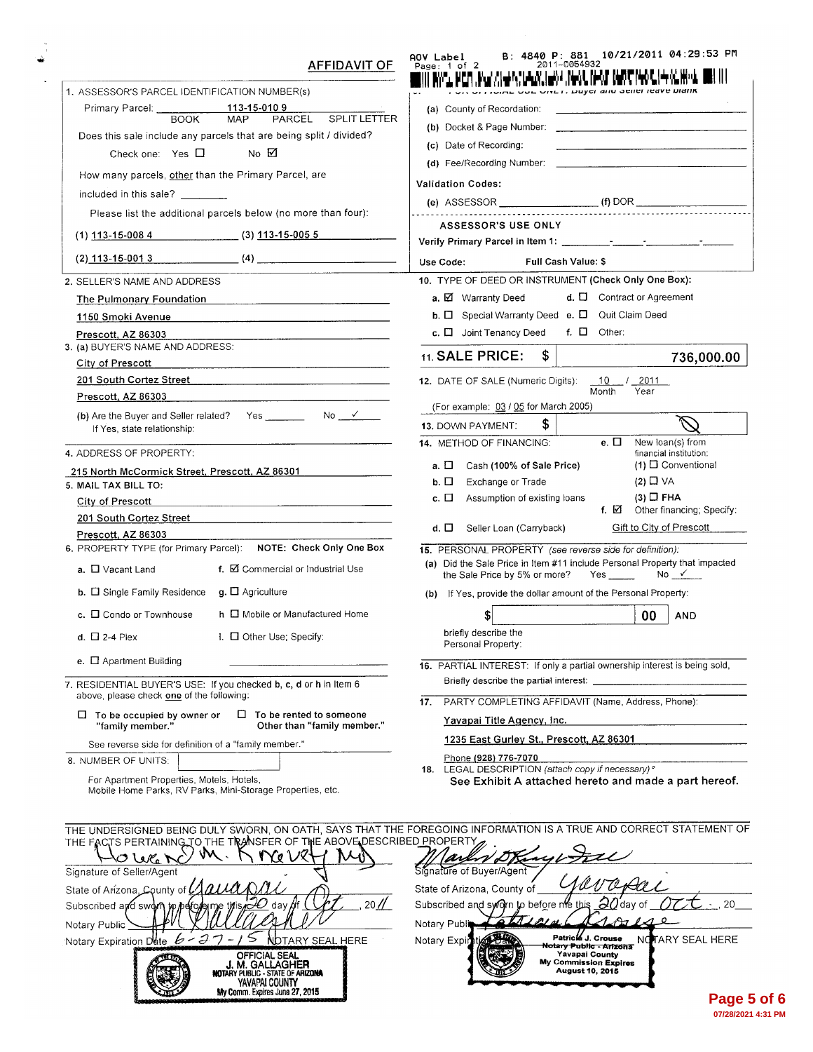# AFFIDAVIT OF

AOV Label B: 4840 P: 881 10/21/2011 04:29:53 PM
2011-0054932

FOR OFFICIAL USE ONLY: Buyer and Seller leave blank

(a) County of Recordation:

(b) Docket & Page Number:

(c) Date of Recording:

(d) Fee/Recording Number:

Validation Codes:

(e) ASSESSOR ______________ (f) DOR ______________

ASSESSOR'S USE ONLY

Verify Primary Parcel in Item 1: ____-____-____-____

Use Code: Full Cash Value: $

1. ASSESSOR'S PARCEL IDENTIFICATION NUMBER(s)

Primary Parcel: 113-15-010 9
BOOK MAP PARCEL SPLIT LETTER

Does this sale include any parcels that are being split / divided?

Check one: Yes ☐ No ☑

How many parcels, other than the Primary Parcel, are included in this sale? ________

Please list the additional parcels below (no more than four):

(1) 113-15-008 4 (3) 113-15-005 5

(2) 113-15-001 3 (4) ________

2. SELLER'S NAME AND ADDRESS

The Pulmonary Foundation
1150 Smoki Avenue
Prescott, AZ 86303

3. (a) BUYER'S NAME AND ADDRESS:

City of Prescott
201 South Cortez Street
Prescott, AZ 86303

(b) Are the Buyer and Seller related? Yes ____ No ✓
If Yes, state relationship:

4. ADDRESS OF PROPERTY:

215 North McCormick Street, Prescott, AZ 86301

5. MAIL TAX BILL TO:

City of Prescott
201 South Cortez Street
Prescott, AZ 86303

6. PROPERTY TYPE (for Primary Parcel): NOTE: Check Only One Box

a. ☐ Vacant Land
b. ☐ Single Family Residence
c. ☐ Condo or Townhouse
d. ☐ 2-4 Plex
e. ☐ Apartment Building
f. ☑ Commercial or Industrial Use
g. ☐ Agriculture
h. ☐ Mobile or Manufactured Home
i. ☐ Other Use; Specify:

7. RESIDENTIAL BUYER'S USE: If you checked b, c, d or h in Item 6 above, please check one of the following:

☐ To be occupied by owner or "family member."
☐ To be rented to someone Other than "family member."

See reverse side for definition of a "family member."

8. NUMBER OF UNITS:

For Apartment Properties, Motels, Hotels, Mobile Home Parks, RV Parks, Mini-Storage Properties, etc.

10. TYPE OF DEED OR INSTRUMENT (Check Only One Box):

a. ☑ Warranty Deed
b. ☐ Special Warranty Deed
c. ☐ Joint Tenancy Deed
d. ☐ Contract or Agreement
e. ☐ Quit Claim Deed
f. ☐ Other:

11. SALE PRICE: $ 736,000.00

12. DATE OF SALE (Numeric Digits): 10 / 2011
Month Year
(For example: 03 / 05 for March 2005)

13. DOWN PAYMENT: $ ⊘

14. METHOD OF FINANCING:

a. ☐ Cash (100% of Sale Price)
b. ☐ Exchange or Trade
c. ☐ Assumption of existing loans
d. ☐ Seller Loan (Carryback)
e. ☐ New loan(s) from financial institution:
(1) ☐ Conventional
(2) ☐ VA
(3) ☐ FHA
f. ☑ Other financing; Specify: Gift to City of Prescott

15. PERSONAL PROPERTY (see reverse side for definition):

(a) Did the Sale Price in Item #11 include Personal Property that impacted the Sale Price by 5% or more? Yes ____ No ✓

(b) If Yes, provide the dollar amount of the Personal Property:

$ ______ 00 AND

briefly describe the Personal Property:

16. PARTIAL INTEREST: If only a partial ownership interest is being sold, Briefly describe the partial interest:

17. PARTY COMPLETING AFFIDAVIT (Name, Address, Phone):

Yavapai Title Agency, Inc.
1235 East Gurley St., Prescott, AZ 86301
Phone (928) 776-7070

18. LEGAL DESCRIPTION (attach copy if necessary)°
**See Exhibit A attached hereto and made a part hereof.**

THE UNDERSIGNED BEING DULY SWORN, ON OATH, SAYS THAT THE FOREGOING INFORMATION IS A TRUE AND CORRECT STATEMENT OF THE FACTS PERTAINING TO THE TRANSFER OF THE ABOVE DESCRIBED PROPERTY

Howard M. Kravetz MD
Signature of Seller/Agent
State of Arizona, County of Yavapai
Subscribed and sworn to before me this 20 day of Oct, 2011
Notary Public J M Gallagher
Notary Expiration Date 6-27-15 NOTARY SEAL HERE

OFFICIAL SEAL
J. M. GALLAGHER
NOTARY PUBLIC - STATE OF ARIZONA
YAVAPAI COUNTY
My Comm. Expires June 27, 2015

Marlin D Kuykendall
Signature of Buyer/Agent
State of Arizona, County of Yavapai
Subscribed and sworn to before me this 20 day of Oct, 20__
Notary Public Patricia J. Crouse
Notary Expiration NOTARY SEAL HERE

Patricia J. Crouse
Notary Public - Arizona
Yavapai County
My Commission Expires
August 10, 2015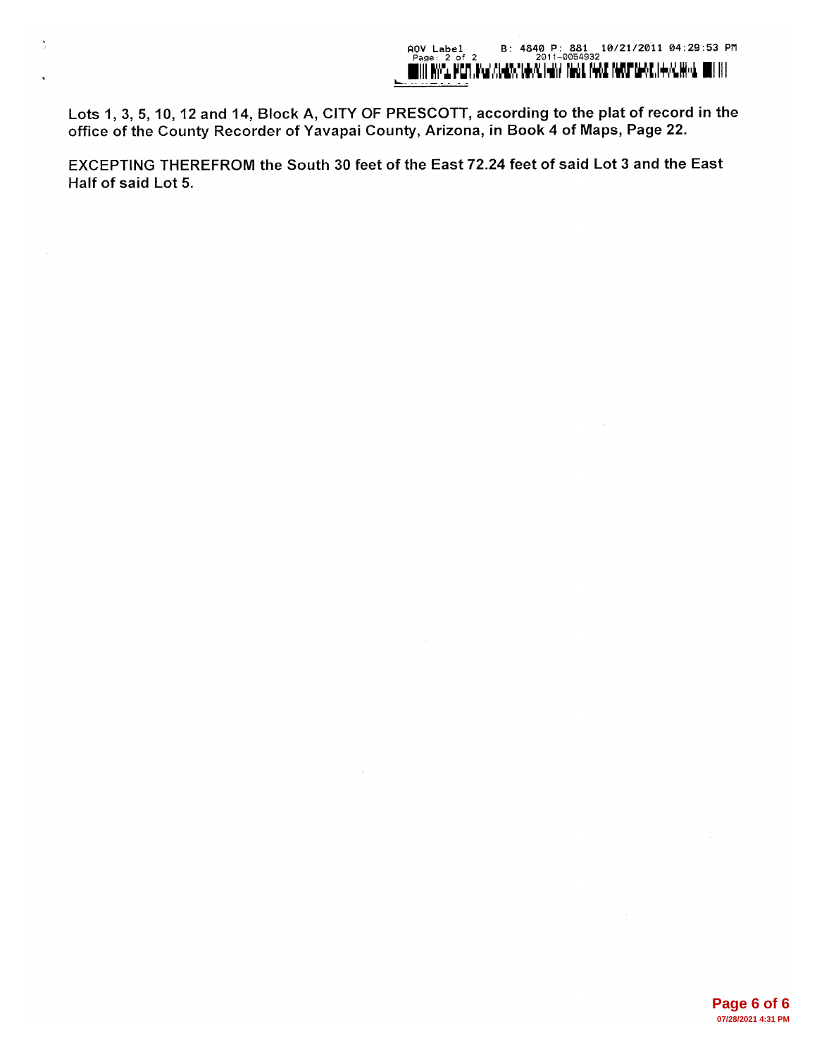Lots 1, 3, 5, 10, 12 and 14, Block A, CITY OF PRESCOTT, according to the plat of record in the office of the County Recorder of Yavapai County, Arizona, in Book 4 of Maps, Page 22.

EXCEPTING THEREFROM the South 30 feet of the East 72.24 feet of said Lot 3 and the East Half of said Lot 5.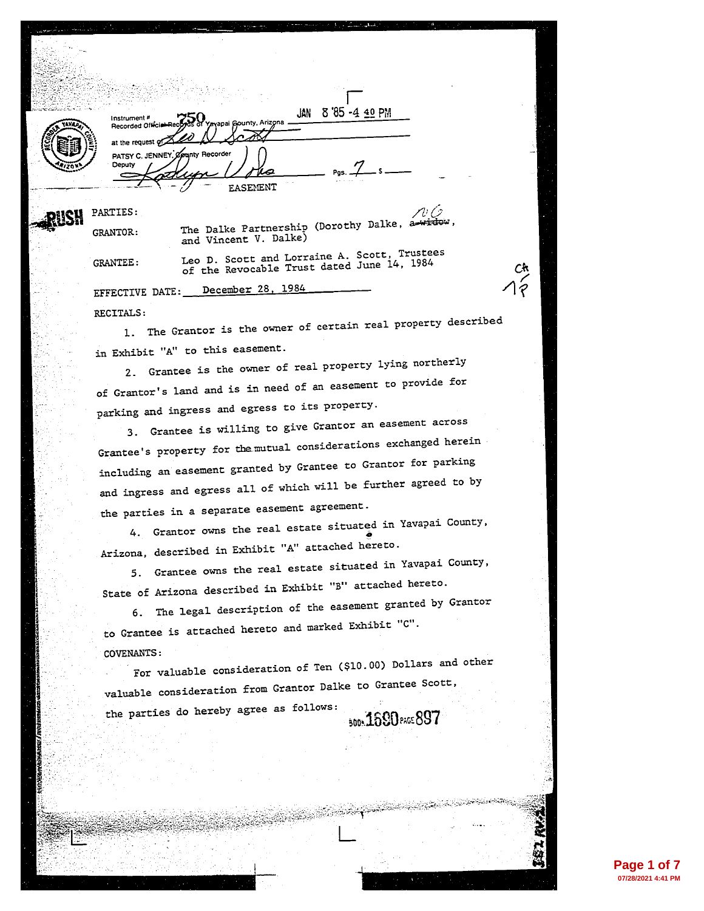Instrument # 750 Recorded Official Records of Yavapai County, Arizona JAN 8 '85 -4 40 PM

at the request of Leo D Scott

PATSY C. JENNEY, County Recorder

Deputy Kathryn Volks Pgs. 7 $

# EASEMENT

RUSH

PARTIES:

GRANTOR: The Dalke Partnership (Dorothy Dalke, ~~a widow~~, and Vincent V. Dalke)

GRANTEE: Leo D. Scott and Lorraine A. Scott, Trustees of the Revocable Trust dated June 14, 1984

EFFECTIVE DATE: December 28, 1984

RECITALS:

1. The Grantor is the owner of certain real property described in Exhibit "A" to this easement.

2. Grantee is the owner of real property lying northerly of Grantor's land and is in need of an easement to provide for parking and ingress and egress to its property.

3. Grantee is willing to give Grantor an easement across Grantee's property for the mutual considerations exchanged herein including an easement granted by Grantee to Grantor for parking and ingress and egress all of which will be further agreed to by the parties in a separate easement agreement.

4. Grantor owns the real estate situated in Yavapai County, Arizona, described in Exhibit "A" attached hereto.

5. Grantee owns the real estate situated in Yavapai County, State of Arizona described in Exhibit "B" attached hereto.

6. The legal description of the easement granted by Grantor to Grantee is attached hereto and marked Exhibit "C".

COVENANTS:

For valuable consideration of Ten ($10.00) Dollars and other valuable consideration from Grantor Dalke to Grantee Scott, the parties do hereby agree as follows:

BOOK 1690 PAGE 897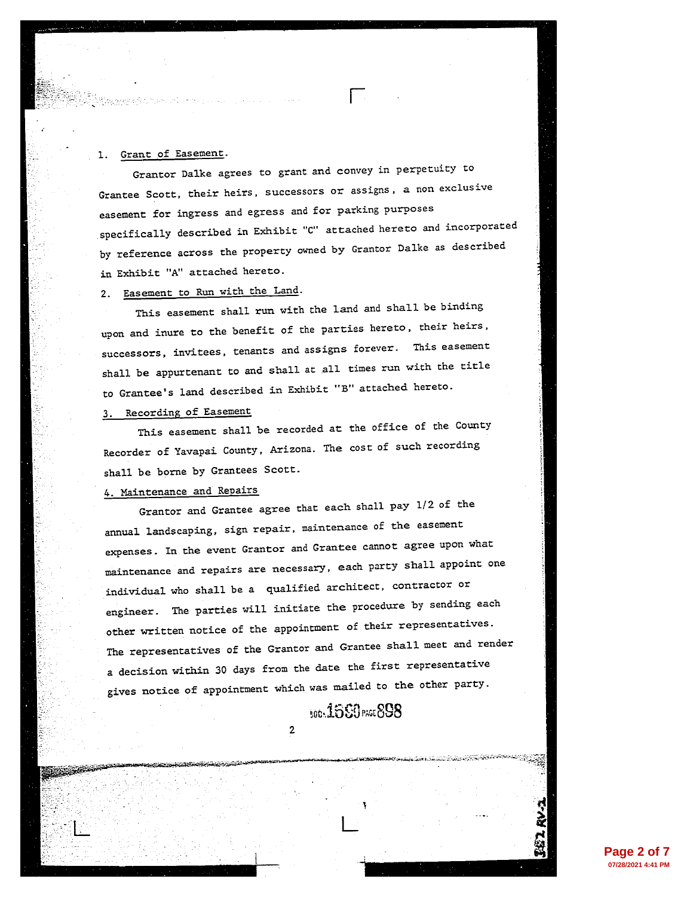1. Grant of Easement.

Grantor Dalke agrees to grant and convey in perpetuity to Grantee Scott, their heirs, successors or assigns, a non exclusive easement for ingress and egress and for parking purposes specifically described in Exhibit "C" attached hereto and incorporated by reference across the property owned by Grantor Dalke as described in Exhibit "A" attached hereto.

2. Easement to Run with the Land.

This easement shall run with the land and shall be binding upon and inure to the benefit of the parties hereto, their heirs, successors, invitees, tenants and assigns forever. This easement shall be appurtenant to and shall at all times run with the title to Grantee's land described in Exhibit "B" attached hereto.

3. Recording of Easement

This easement shall be recorded at the office of the County Recorder of Yavapai County, Arizona. The cost of such recording shall be borne by Grantees Scott.

4. Maintenance and Repairs

Grantor and Grantee agree that each shall pay 1/2 of the annual landscaping, sign repair, maintenance of the easement expenses. In the event Grantor and Grantee cannot agree upon what maintenance and repairs are necessary, each party shall appoint one individual who shall be a qualified architect, contractor or engineer. The parties will initiate the procedure by sending each other written notice of the appointment of their representatives. The representatives of the Grantor and Grantee shall meet and render a decision within 30 days from the date the first representative gives notice of appointment which was mailed to the other party.

BOOK 1560 PAGE 898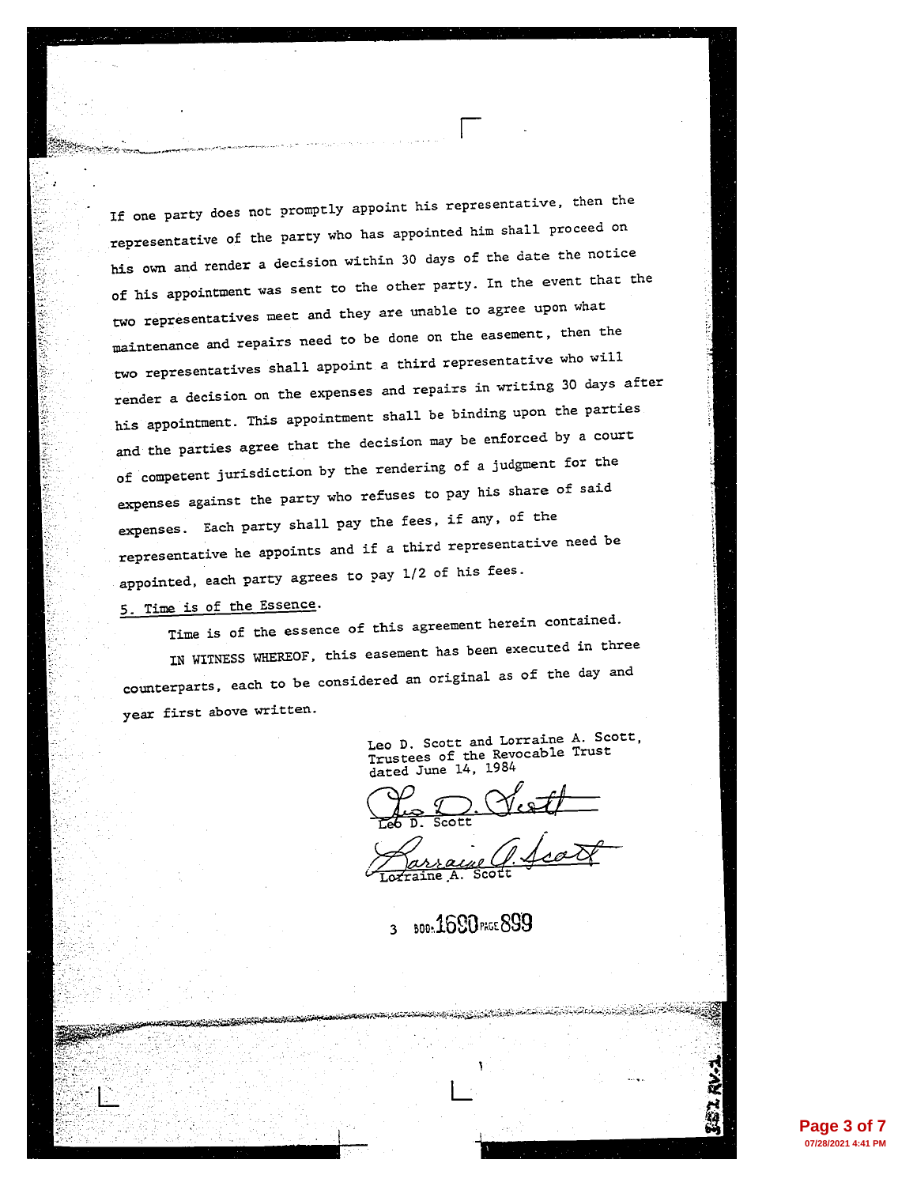If one party does not promptly appoint his representative, then the representative of the party who has appointed him shall proceed on his own and render a decision within 30 days of the date the notice of his appointment was sent to the other party. In the event that the two representatives meet and they are unable to agree upon what maintenance and repairs need to be done on the easement, then the two representatives shall appoint a third representative who will render a decision on the expenses and repairs in writing 30 days after his appointment. This appointment shall be binding upon the parties and the parties agree that the decision may be enforced by a court of competent jurisdiction by the rendering of a judgment for the expenses against the party who refuses to pay his share of said expenses. Each party shall pay the fees, if any, of the representative he appoints and if a third representative need be appointed, each party agrees to pay 1/2 of his fees.

5. Time is of the Essence.

Time is of the essence of this agreement herein contained.

IN WITNESS WHEREOF, this easement has been executed in three counterparts, each to be considered an original as of the day and year first above written.

Leo D. Scott and Lorraine A. Scott,
Trustees of the Revocable Trust
dated June 14, 1984

Leo D. Scott

Lorraine A. Scott

3 BOOK 1690 PAGE 899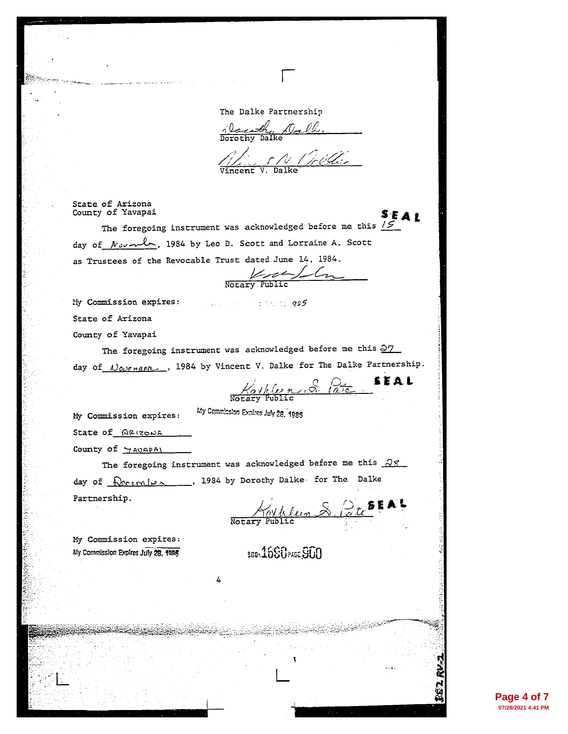The Dalke Partnership

Dorothy Dalke

Vincent V. Dalke

State of Arizona
County of Yavapai

SEAL

The foregoing instrument was acknowledged before me this 15 day of November, 1984 by Leo D. Scott and Lorraine A. Scott as Trustees of the Revocable Trust dated June 14, 1984.

Notary Public

My Commission expires: 985

State of Arizona

County of Yavapai

The foregoing instrument was acknowledged before me this 27 day of NOVEMBER, 1984 by Vincent V. Dalke for The Dalke Partnership.

Kathleen S. Pate SEAL

Notary Public

My Commission expires: My Commission Expires July 28, 1986

State of ARIZONA

County of YAVAPAI

The foregoing instrument was acknowledged before me this 28 day of December, 1984 by Dorothy Dalke for The Dalke Partnership.

Kathleen S. Pate SEAL

Notary Public

My Commission expires:
My Commission Expires July 28, 1986

BOOK 1680 PAGE 900

4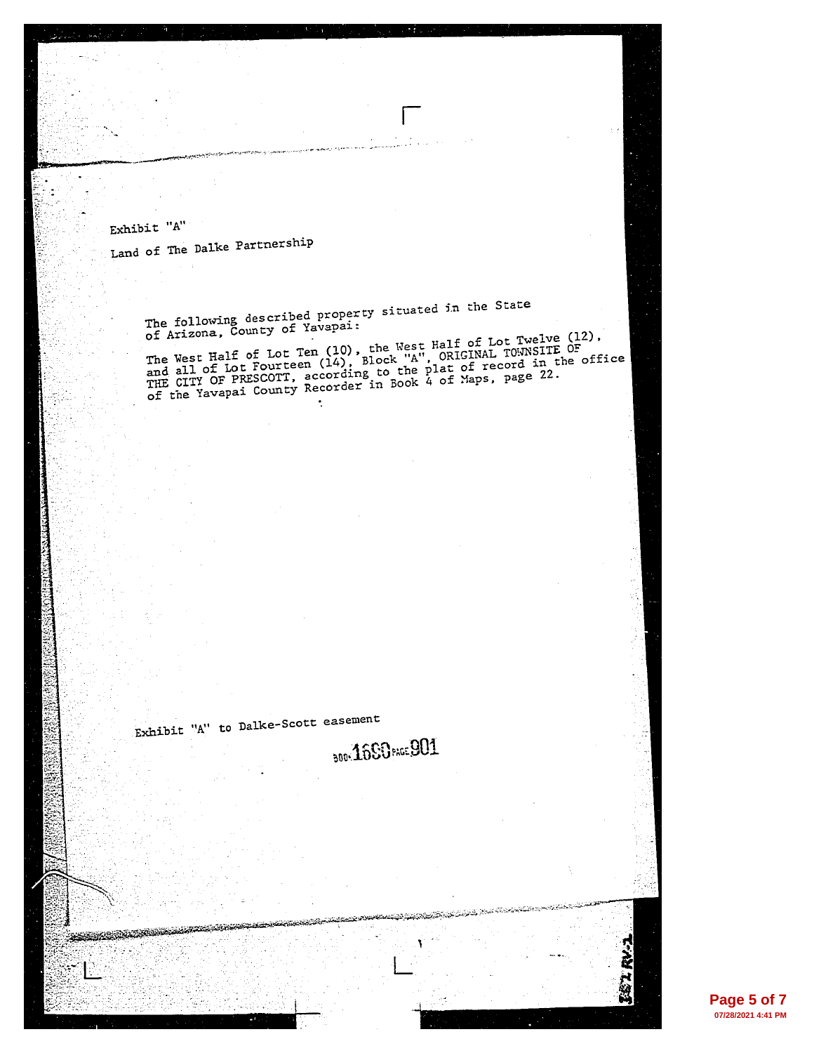Exhibit "A"

Land of The Dalke Partnership

The following described property situated in the State of Arizona, County of Yavapai:

The West Half of Lot Ten (10), the West Half of Lot Twelve (12), and all of Lot Fourteen (14), Block "A", ORIGINAL TOWNSITE OF THE CITY OF PRESCOTT, according to the plat of record in the office of the Yavapai County Recorder in Book 4 of Maps, page 22.

Exhibit "A" to Dalke-Scott easement

BOOK 1680 PAGE 901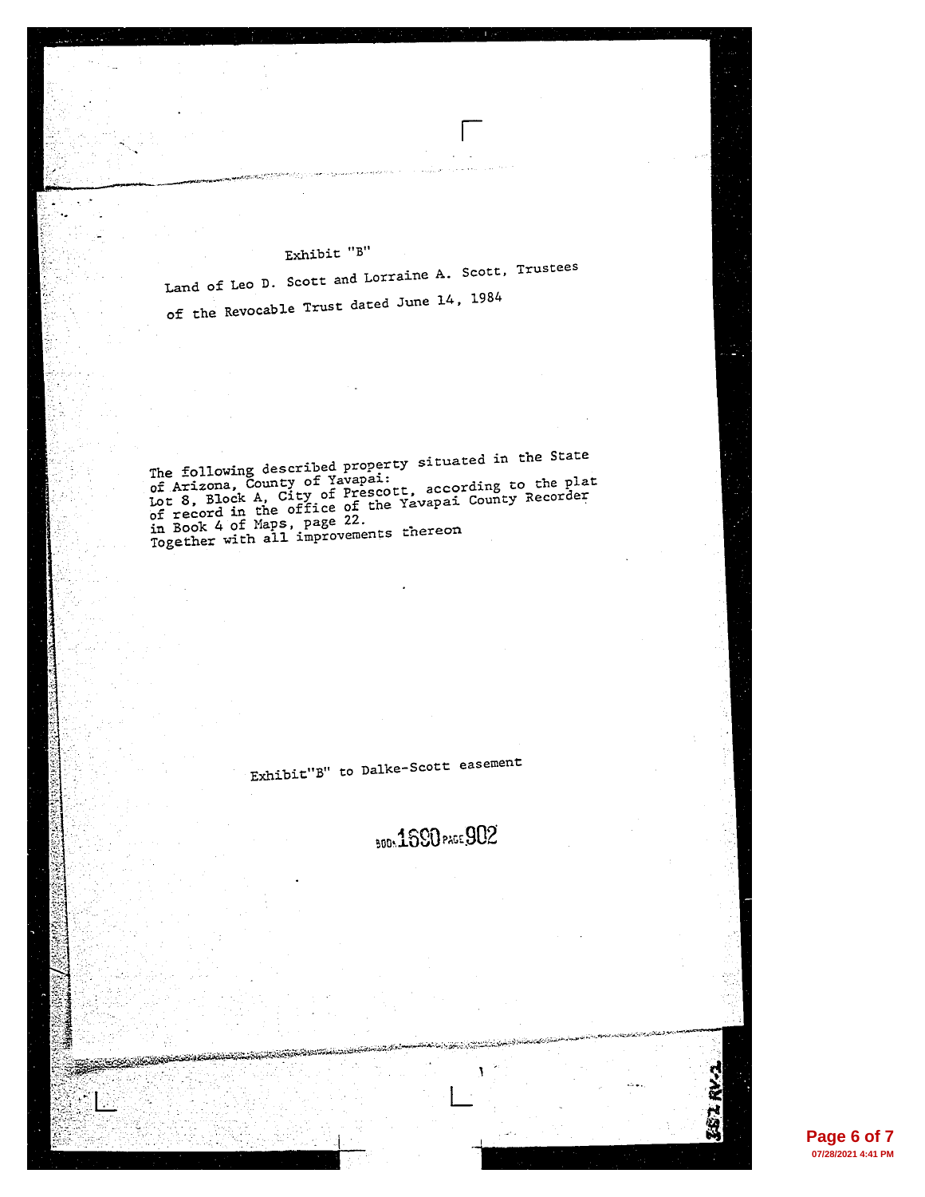Exhibit "B"

Land of Leo D. Scott and Lorraine A. Scott, Trustees of the Revocable Trust dated June 14, 1984

The following described property situated in the State of Arizona, County of Yavapai:
Lot 8, Block A, City of Prescott, according to the plat of record in the office of the Yavapai County Recorder in Book 4 of Maps, page 22.
Together with all improvements thereon

Exhibit"B" to Dalke-Scott easement

BOOK 1660 PAGE 902

357 RV-1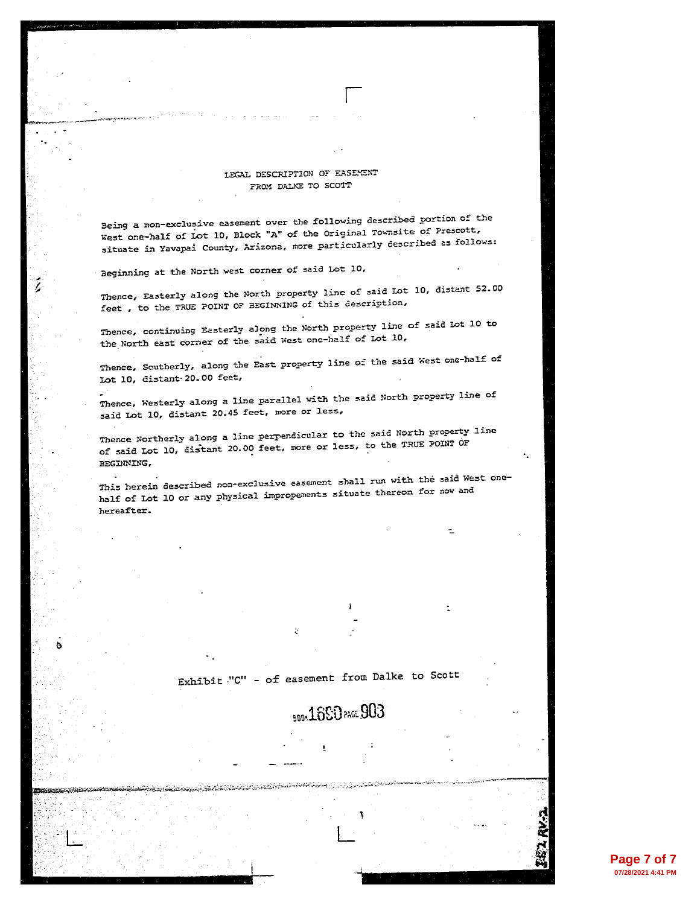LEGAL DESCRIPTION OF EASEMENT
FROM DALKE TO SCOTT

Being a non-exclusive easement over the following described portion of the West one-half of Lot 10, Block "A" of the Original Townsite of Prescott, situate in Yavapai County, Arizona, more particularly described as follows:

Beginning at the North west corner of said Lot 10,

Thence, Easterly along the North property line of said Lot 10, distant 52.00 feet , to the TRUE POINT OF BEGINNING of this description,

Thence, continuing Easterly along the North property line of said Lot 10 to the North east corner of the said West one-half of Lot 10,

Thence, Southerly, along the East property line of the said West one-half of Lot 10, distant 20.00 feet,

Thence, Westerly along a line parallel with the said North property line of said Lot 10, distant 20.45 feet, more or less,

Thence Northerly along a line perpendicular to the said North property line of said Lot 10, distant 20.00 feet, more or less, to the TRUE POINT OF BEGINNING,

This herein described non-exclusive easement shall run with the said West one-half of Lot 10 or any physical impropements situate thereon for now and hereafter.

Exhibit "C" - of easement from Dalke to Scott

BOOK 1690 PAGE 903